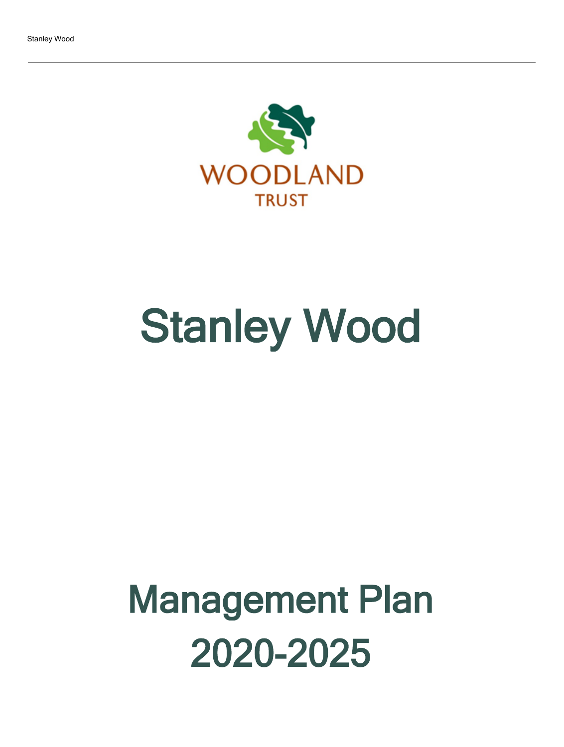WOODLAND TRUST

# Stanley Wood

# Management Plan 2020-2025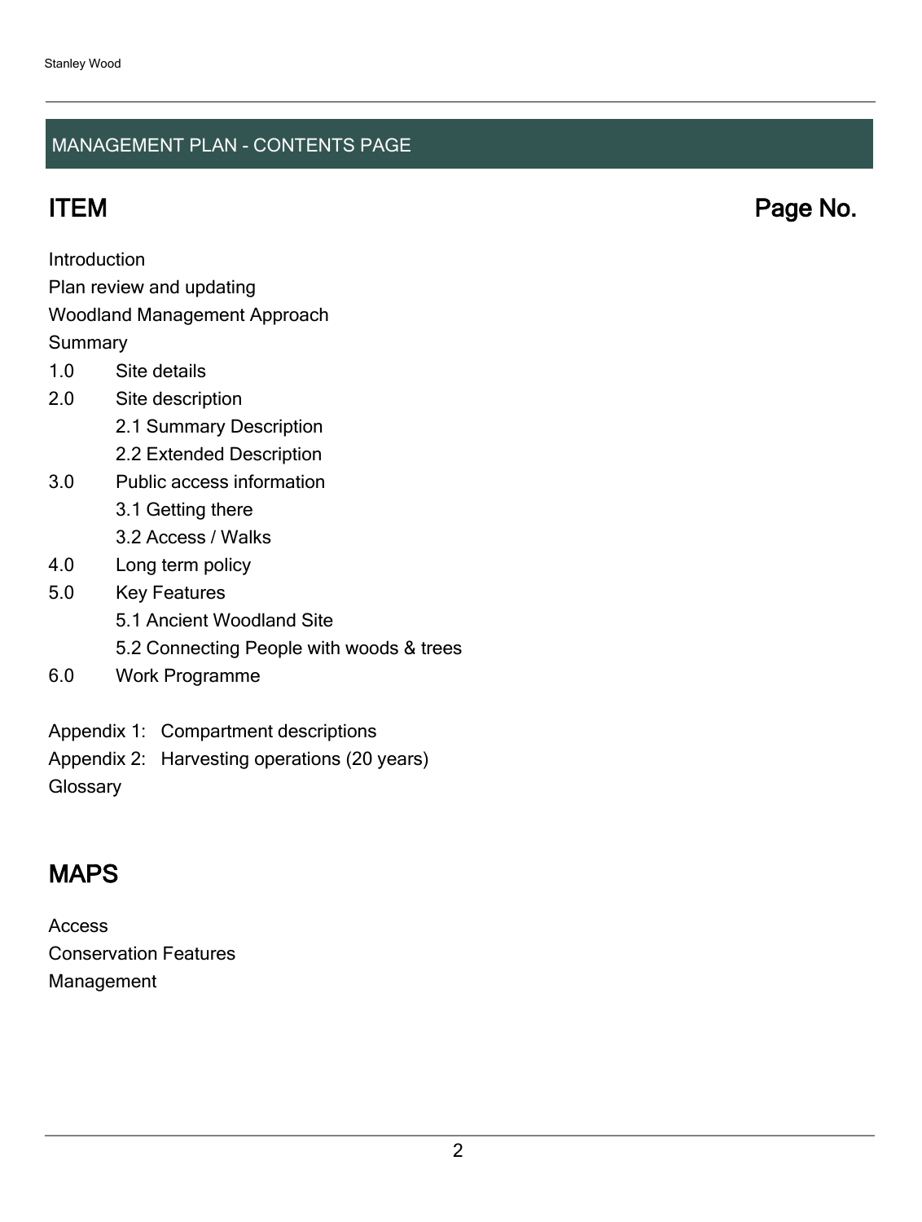## MANAGEMENT PLAN - CONTENTS PAGE

## ITEM Page No.

Introduction
Plan review and updating
Woodland Management Approach
Summary

1.0 Site details

2.0 Site description
- 2.1 Summary Description
- 2.2 Extended Description

3.0 Public access information
- 3.1 Getting there
- 3.2 Access / Walks

4.0 Long term policy

5.0 Key Features
- 5.1 Ancient Woodland Site
- 5.2 Connecting People with woods & trees

6.0 Work Programme

Appendix 1: Compartment descriptions
Appendix 2: Harvesting operations (20 years)
Glossary

## MAPS

Access
Conservation Features
Management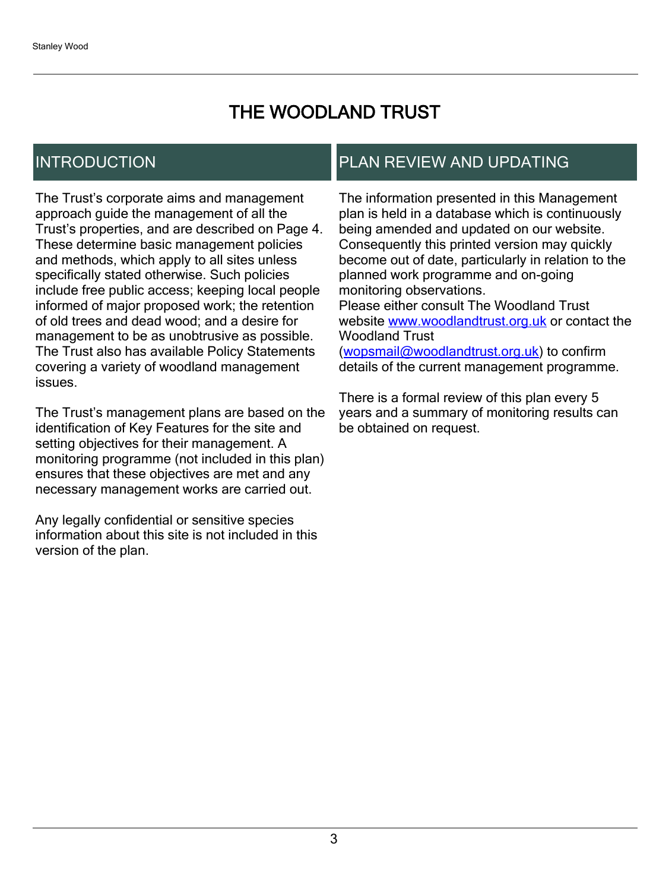# THE WOODLAND TRUST

## INTRODUCTION

The Trust's corporate aims and management approach guide the management of all the Trust's properties, and are described on Page 4. These determine basic management policies and methods, which apply to all sites unless specifically stated otherwise. Such policies include free public access; keeping local people informed of major proposed work; the retention of old trees and dead wood; and a desire for management to be as unobtrusive as possible. The Trust also has available Policy Statements covering a variety of woodland management issues.

The Trust's management plans are based on the identification of Key Features for the site and setting objectives for their management. A monitoring programme (not included in this plan) ensures that these objectives are met and any necessary management works are carried out.

Any legally confidential or sensitive species information about this site is not included in this version of the plan.

## PLAN REVIEW AND UPDATING

The information presented in this Management plan is held in a database which is continuously being amended and updated on our website. Consequently this printed version may quickly become out of date, particularly in relation to the planned work programme and on-going monitoring observations.
Please either consult The Woodland Trust website [www.woodlandtrust.org.uk](http://www.woodlandtrust.org.uk) or contact the Woodland Trust ([wopsmail@woodlandtrust.org.uk](mailto:wopsmail@woodlandtrust.org.uk)) to confirm details of the current management programme.

There is a formal review of this plan every 5 years and a summary of monitoring results can be obtained on request.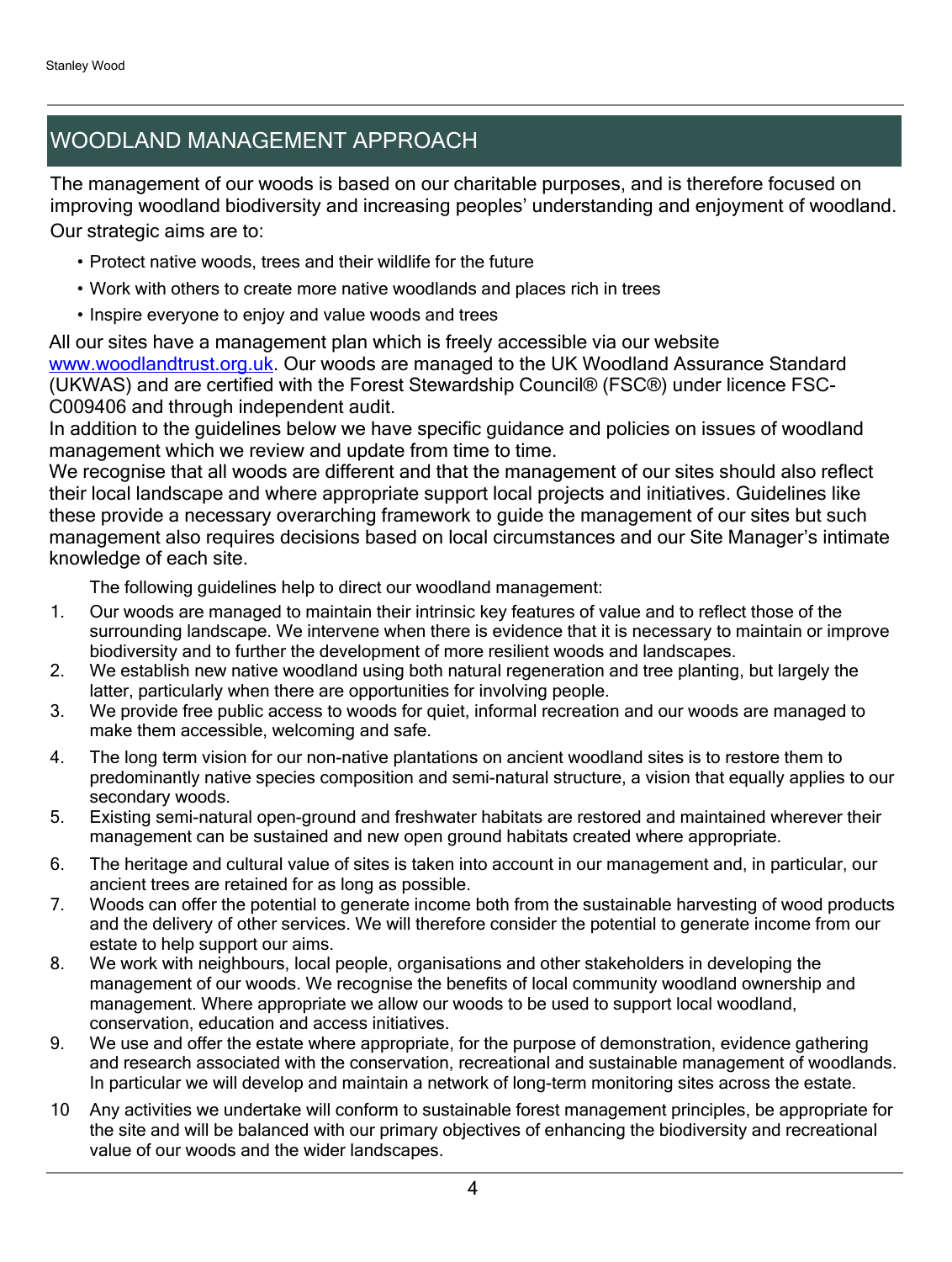## WOODLAND MANAGEMENT APPROACH

The management of our woods is based on our charitable purposes, and is therefore focused on improving woodland biodiversity and increasing peoples' understanding and enjoyment of woodland. Our strategic aims are to:

- Protect native woods, trees and their wildlife for the future
- Work with others to create more native woodlands and places rich in trees
- Inspire everyone to enjoy and value woods and trees

All our sites have a management plan which is freely accessible via our website www.woodlandtrust.org.uk. Our woods are managed to the UK Woodland Assurance Standard (UKWAS) and are certified with the Forest Stewardship Council® (FSC®) under licence FSC-C009406 and through independent audit.

In addition to the guidelines below we have specific guidance and policies on issues of woodland management which we review and update from time to time.

We recognise that all woods are different and that the management of our sites should also reflect their local landscape and where appropriate support local projects and initiatives. Guidelines like these provide a necessary overarching framework to guide the management of our sites but such management also requires decisions based on local circumstances and our Site Manager's intimate knowledge of each site.

The following guidelines help to direct our woodland management:

1. Our woods are managed to maintain their intrinsic key features of value and to reflect those of the surrounding landscape. We intervene when there is evidence that it is necessary to maintain or improve biodiversity and to further the development of more resilient woods and landscapes.
2. We establish new native woodland using both natural regeneration and tree planting, but largely the latter, particularly when there are opportunities for involving people.
3. We provide free public access to woods for quiet, informal recreation and our woods are managed to make them accessible, welcoming and safe.
4. The long term vision for our non-native plantations on ancient woodland sites is to restore them to predominantly native species composition and semi-natural structure, a vision that equally applies to our secondary woods.
5. Existing semi-natural open-ground and freshwater habitats are restored and maintained wherever their management can be sustained and new open ground habitats created where appropriate.
6. The heritage and cultural value of sites is taken into account in our management and, in particular, our ancient trees are retained for as long as possible.
7. Woods can offer the potential to generate income both from the sustainable harvesting of wood products and the delivery of other services. We will therefore consider the potential to generate income from our estate to help support our aims.
8. We work with neighbours, local people, organisations and other stakeholders in developing the management of our woods. We recognise the benefits of local community woodland ownership and management. Where appropriate we allow our woods to be used to support local woodland, conservation, education and access initiatives.
9. We use and offer the estate where appropriate, for the purpose of demonstration, evidence gathering and research associated with the conservation, recreational and sustainable management of woodlands. In particular we will develop and maintain a network of long-term monitoring sites across the estate.
10. Any activities we undertake will conform to sustainable forest management principles, be appropriate for the site and will be balanced with our primary objectives of enhancing the biodiversity and recreational value of our woods and the wider landscapes.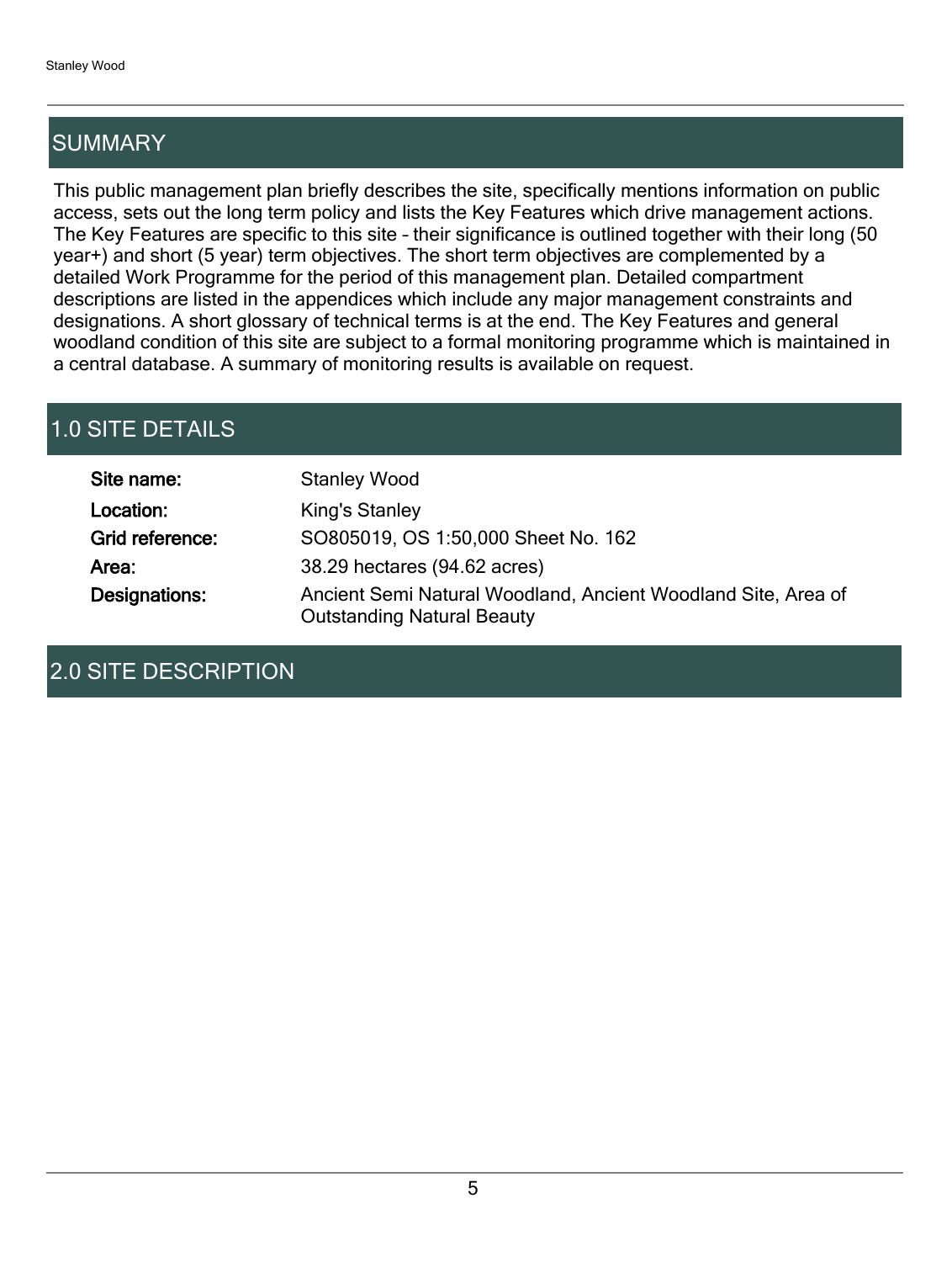## SUMMARY

This public management plan briefly describes the site, specifically mentions information on public access, sets out the long term policy and lists the Key Features which drive management actions. The Key Features are specific to this site – their significance is outlined together with their long (50 year+) and short (5 year) term objectives. The short term objectives are complemented by a detailed Work Programme for the period of this management plan. Detailed compartment descriptions are listed in the appendices which include any major management constraints and designations. A short glossary of technical terms is at the end. The Key Features and general woodland condition of this site are subject to a formal monitoring programme which is maintained in a central database. A summary of monitoring results is available on request.

## 1.0 SITE DETAILS

**Site name:** Stanley Wood

**Location:** King's Stanley

**Grid reference:** SO805019, OS 1:50,000 Sheet No. 162

**Area:** 38.29 hectares (94.62 acres)

**Designations:** Ancient Semi Natural Woodland, Ancient Woodland Site, Area of Outstanding Natural Beauty

## 2.0 SITE DESCRIPTION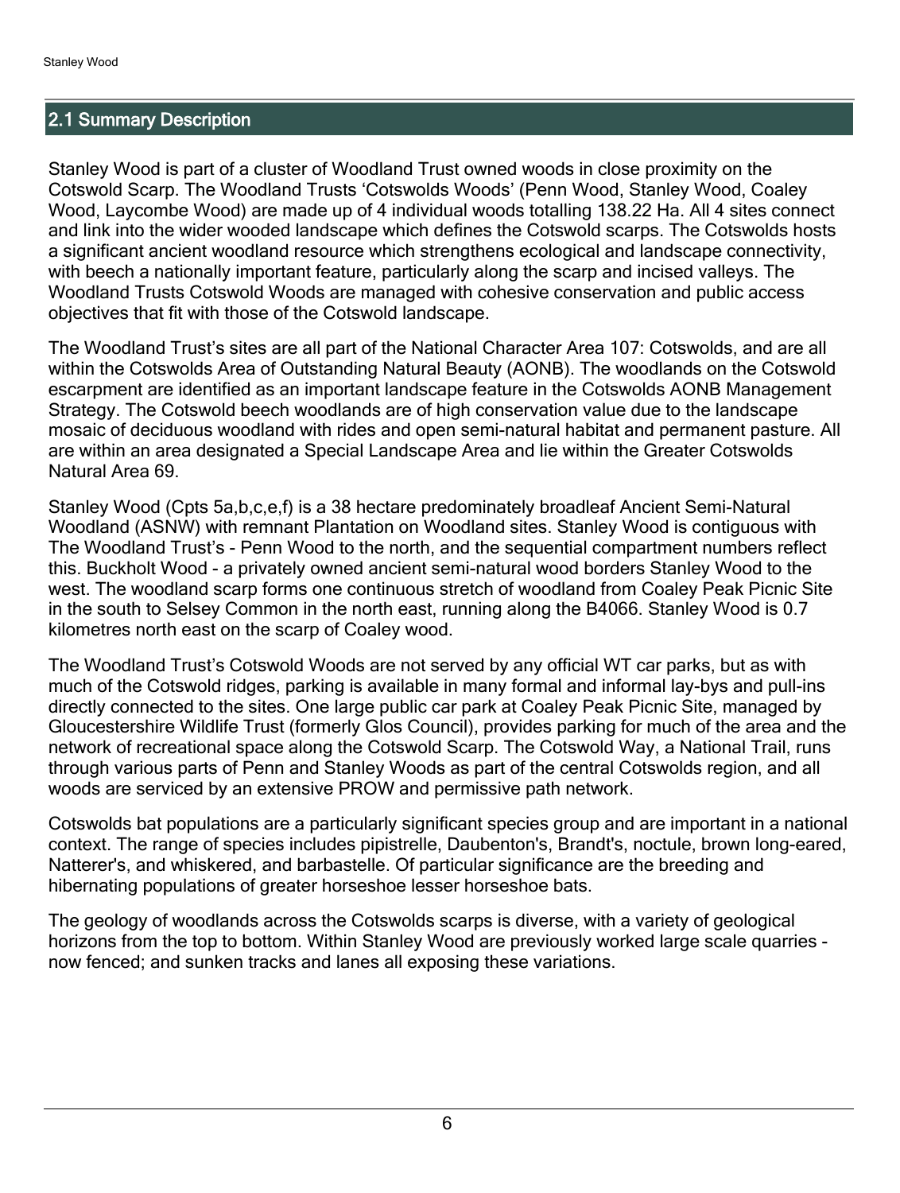## 2.1 Summary Description

Stanley Wood is part of a cluster of Woodland Trust owned woods in close proximity on the Cotswold Scarp. The Woodland Trusts 'Cotswolds Woods' (Penn Wood, Stanley Wood, Coaley Wood, Laycombe Wood) are made up of 4 individual woods totalling 138.22 Ha. All 4 sites connect and link into the wider wooded landscape which defines the Cotswold scarps. The Cotswolds hosts a significant ancient woodland resource which strengthens ecological and landscape connectivity, with beech a nationally important feature, particularly along the scarp and incised valleys. The Woodland Trusts Cotswold Woods are managed with cohesive conservation and public access objectives that fit with those of the Cotswold landscape.

The Woodland Trust's sites are all part of the National Character Area 107: Cotswolds, and are all within the Cotswolds Area of Outstanding Natural Beauty (AONB). The woodlands on the Cotswold escarpment are identified as an important landscape feature in the Cotswolds AONB Management Strategy. The Cotswold beech woodlands are of high conservation value due to the landscape mosaic of deciduous woodland with rides and open semi-natural habitat and permanent pasture. All are within an area designated a Special Landscape Area and lie within the Greater Cotswolds Natural Area 69.

Stanley Wood (Cpts 5a,b,c,e,f) is a 38 hectare predominately broadleaf Ancient Semi-Natural Woodland (ASNW) with remnant Plantation on Woodland sites. Stanley Wood is contiguous with The Woodland Trust's - Penn Wood to the north, and the sequential compartment numbers reflect this. Buckholt Wood - a privately owned ancient semi-natural wood borders Stanley Wood to the west. The woodland scarp forms one continuous stretch of woodland from Coaley Peak Picnic Site in the south to Selsey Common in the north east, running along the B4066. Stanley Wood is 0.7 kilometres north east on the scarp of Coaley wood.

The Woodland Trust's Cotswold Woods are not served by any official WT car parks, but as with much of the Cotswold ridges, parking is available in many formal and informal lay-bys and pull-ins directly connected to the sites. One large public car park at Coaley Peak Picnic Site, managed by Gloucestershire Wildlife Trust (formerly Glos Council), provides parking for much of the area and the network of recreational space along the Cotswold Scarp. The Cotswold Way, a National Trail, runs through various parts of Penn and Stanley Woods as part of the central Cotswolds region, and all woods are serviced by an extensive PROW and permissive path network.

Cotswolds bat populations are a particularly significant species group and are important in a national context. The range of species includes pipistrelle, Daubenton's, Brandt's, noctule, brown long-eared, Natterer's, and whiskered, and barbastelle. Of particular significance are the breeding and hibernating populations of greater horseshoe lesser horseshoe bats.

The geology of woodlands across the Cotswolds scarps is diverse, with a variety of geological horizons from the top to bottom. Within Stanley Wood are previously worked large scale quarries - now fenced; and sunken tracks and lanes all exposing these variations.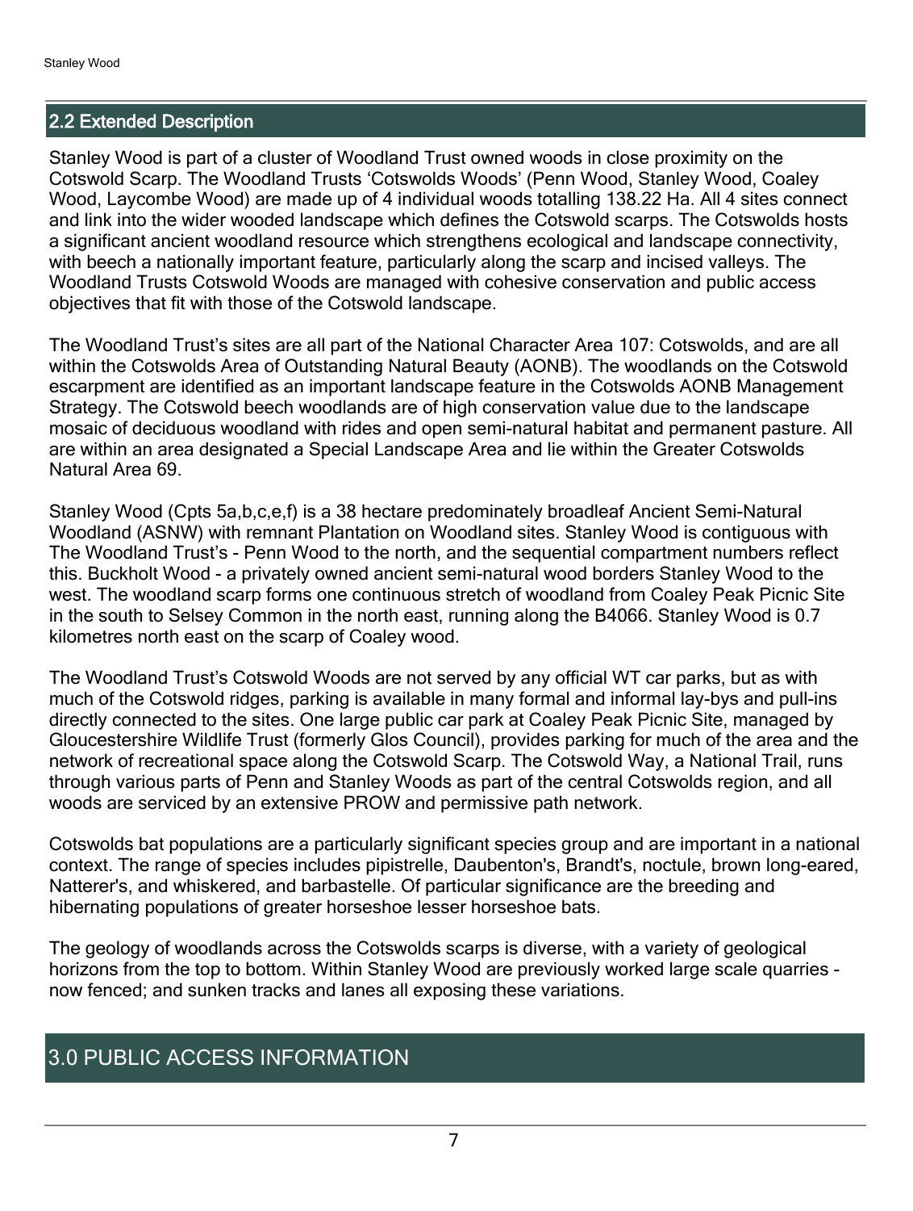## 2.2 Extended Description

Stanley Wood is part of a cluster of Woodland Trust owned woods in close proximity on the Cotswold Scarp. The Woodland Trusts 'Cotswolds Woods' (Penn Wood, Stanley Wood, Coaley Wood, Laycombe Wood) are made up of 4 individual woods totalling 138.22 Ha. All 4 sites connect and link into the wider wooded landscape which defines the Cotswold scarps. The Cotswolds hosts a significant ancient woodland resource which strengthens ecological and landscape connectivity, with beech a nationally important feature, particularly along the scarp and incised valleys. The Woodland Trusts Cotswold Woods are managed with cohesive conservation and public access objectives that fit with those of the Cotswold landscape.

The Woodland Trust's sites are all part of the National Character Area 107: Cotswolds, and are all within the Cotswolds Area of Outstanding Natural Beauty (AONB). The woodlands on the Cotswold escarpment are identified as an important landscape feature in the Cotswolds AONB Management Strategy. The Cotswold beech woodlands are of high conservation value due to the landscape mosaic of deciduous woodland with rides and open semi-natural habitat and permanent pasture. All are within an area designated a Special Landscape Area and lie within the Greater Cotswolds Natural Area 69.

Stanley Wood (Cpts 5a,b,c,e,f) is a 38 hectare predominately broadleaf Ancient Semi-Natural Woodland (ASNW) with remnant Plantation on Woodland sites. Stanley Wood is contiguous with The Woodland Trust's - Penn Wood to the north, and the sequential compartment numbers reflect this. Buckholt Wood - a privately owned ancient semi-natural wood borders Stanley Wood to the west. The woodland scarp forms one continuous stretch of woodland from Coaley Peak Picnic Site in the south to Selsey Common in the north east, running along the B4066. Stanley Wood is 0.7 kilometres north east on the scarp of Coaley wood.

The Woodland Trust's Cotswold Woods are not served by any official WT car parks, but as with much of the Cotswold ridges, parking is available in many formal and informal lay-bys and pull-ins directly connected to the sites. One large public car park at Coaley Peak Picnic Site, managed by Gloucestershire Wildlife Trust (formerly Glos Council), provides parking for much of the area and the network of recreational space along the Cotswold Scarp. The Cotswold Way, a National Trail, runs through various parts of Penn and Stanley Woods as part of the central Cotswolds region, and all woods are serviced by an extensive PROW and permissive path network.

Cotswolds bat populations are a particularly significant species group and are important in a national context. The range of species includes pipistrelle, Daubenton's, Brandt's, noctule, brown long-eared, Natterer's, and whiskered, and barbastelle. Of particular significance are the breeding and hibernating populations of greater horseshoe lesser horseshoe bats.

The geology of woodlands across the Cotswolds scarps is diverse, with a variety of geological horizons from the top to bottom. Within Stanley Wood are previously worked large scale quarries - now fenced; and sunken tracks and lanes all exposing these variations.

# 3.0 PUBLIC ACCESS INFORMATION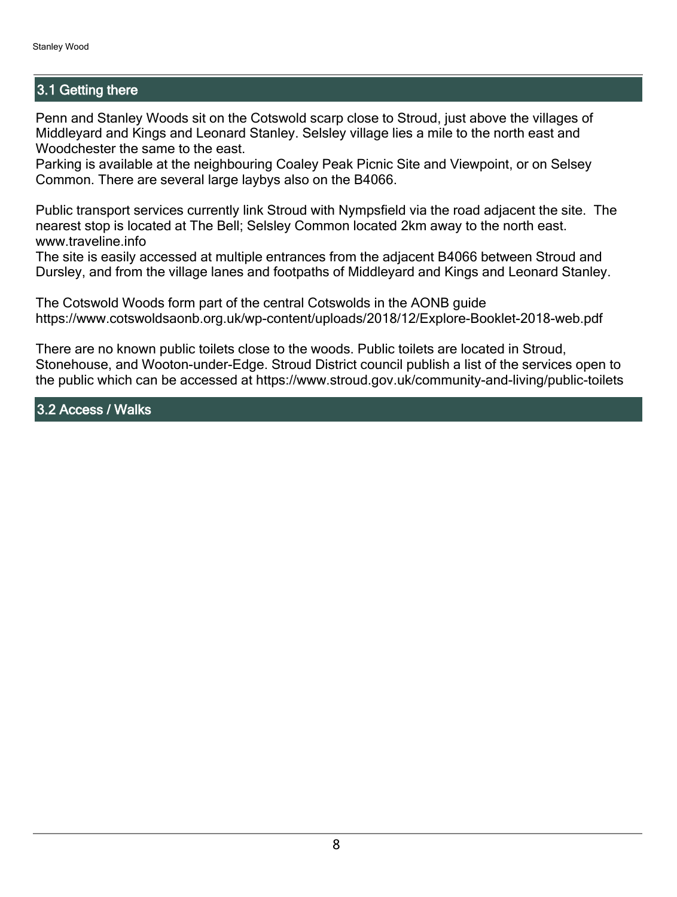## 3.1 Getting there

Penn and Stanley Woods sit on the Cotswold scarp close to Stroud, just above the villages of Middleyard and Kings and Leonard Stanley. Selsley village lies a mile to the north east and Woodchester the same to the east.
Parking is available at the neighbouring Coaley Peak Picnic Site and Viewpoint, or on Selsey Common. There are several large laybys also on the B4066.

Public transport services currently link Stroud with Nympsfield via the road adjacent the site. The nearest stop is located at The Bell; Selsley Common located 2km away to the north east. www.traveline.info
The site is easily accessed at multiple entrances from the adjacent B4066 between Stroud and Dursley, and from the village lanes and footpaths of Middleyard and Kings and Leonard Stanley.

The Cotswold Woods form part of the central Cotswolds in the AONB guide https://www.cotswoldsaonb.org.uk/wp-content/uploads/2018/12/Explore-Booklet-2018-web.pdf

There are no known public toilets close to the woods. Public toilets are located in Stroud, Stonehouse, and Wooton-under-Edge. Stroud District council publish a list of the services open to the public which can be accessed at https://www.stroud.gov.uk/community-and-living/public-toilets

## 3.2 Access / Walks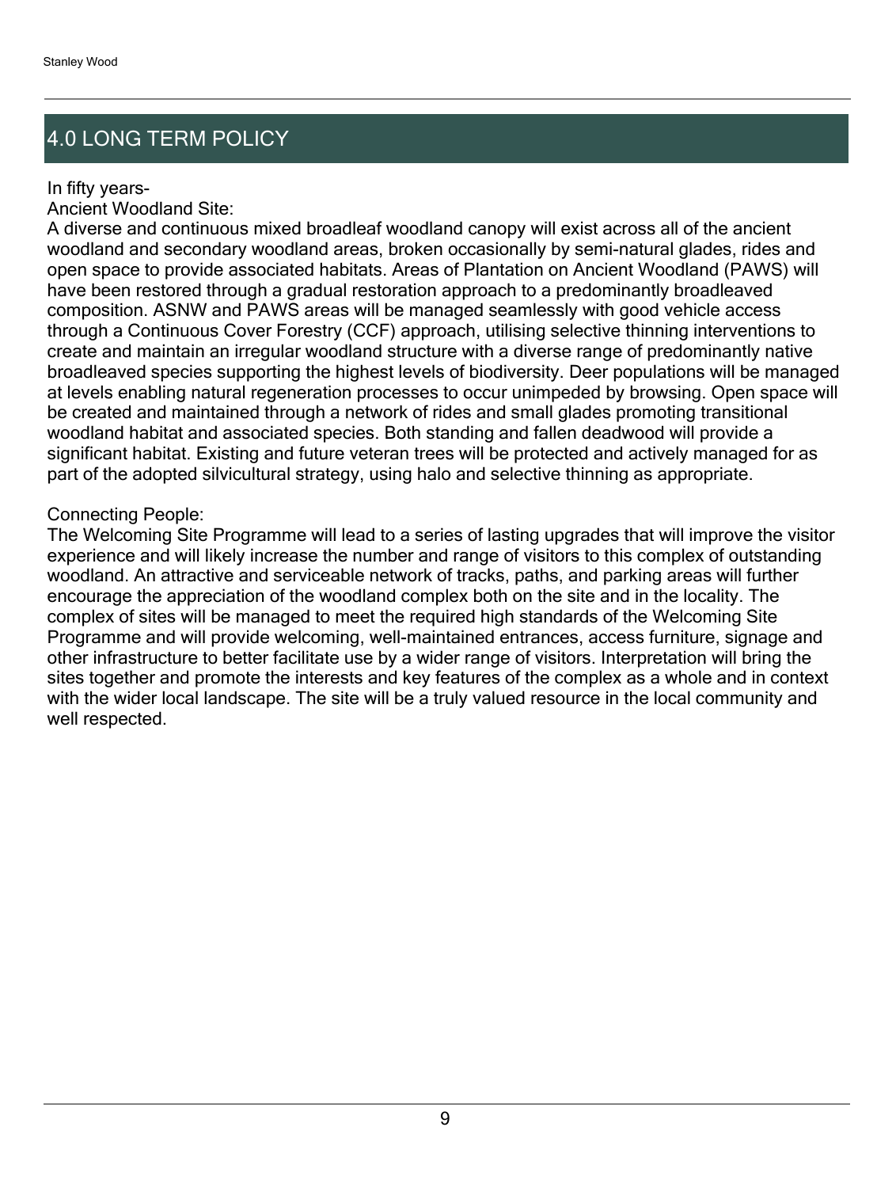## 4.0 LONG TERM POLICY

In fifty years-
Ancient Woodland Site:
A diverse and continuous mixed broadleaf woodland canopy will exist across all of the ancient woodland and secondary woodland areas, broken occasionally by semi-natural glades, rides and open space to provide associated habitats. Areas of Plantation on Ancient Woodland (PAWS) will have been restored through a gradual restoration approach to a predominantly broadleaved composition. ASNW and PAWS areas will be managed seamlessly with good vehicle access through a Continuous Cover Forestry (CCF) approach, utilising selective thinning interventions to create and maintain an irregular woodland structure with a diverse range of predominantly native broadleaved species supporting the highest levels of biodiversity. Deer populations will be managed at levels enabling natural regeneration processes to occur unimpeded by browsing. Open space will be created and maintained through a network of rides and small glades promoting transitional woodland habitat and associated species. Both standing and fallen deadwood will provide a significant habitat. Existing and future veteran trees will be protected and actively managed for as part of the adopted silvicultural strategy, using halo and selective thinning as appropriate.

Connecting People:
The Welcoming Site Programme will lead to a series of lasting upgrades that will improve the visitor experience and will likely increase the number and range of visitors to this complex of outstanding woodland. An attractive and serviceable network of tracks, paths, and parking areas will further encourage the appreciation of the woodland complex both on the site and in the locality. The complex of sites will be managed to meet the required high standards of the Welcoming Site Programme and will provide welcoming, well-maintained entrances, access furniture, signage and other infrastructure to better facilitate use by a wider range of visitors. Interpretation will bring the sites together and promote the interests and key features of the complex as a whole and in context with the wider local landscape. The site will be a truly valued resource in the local community and well respected.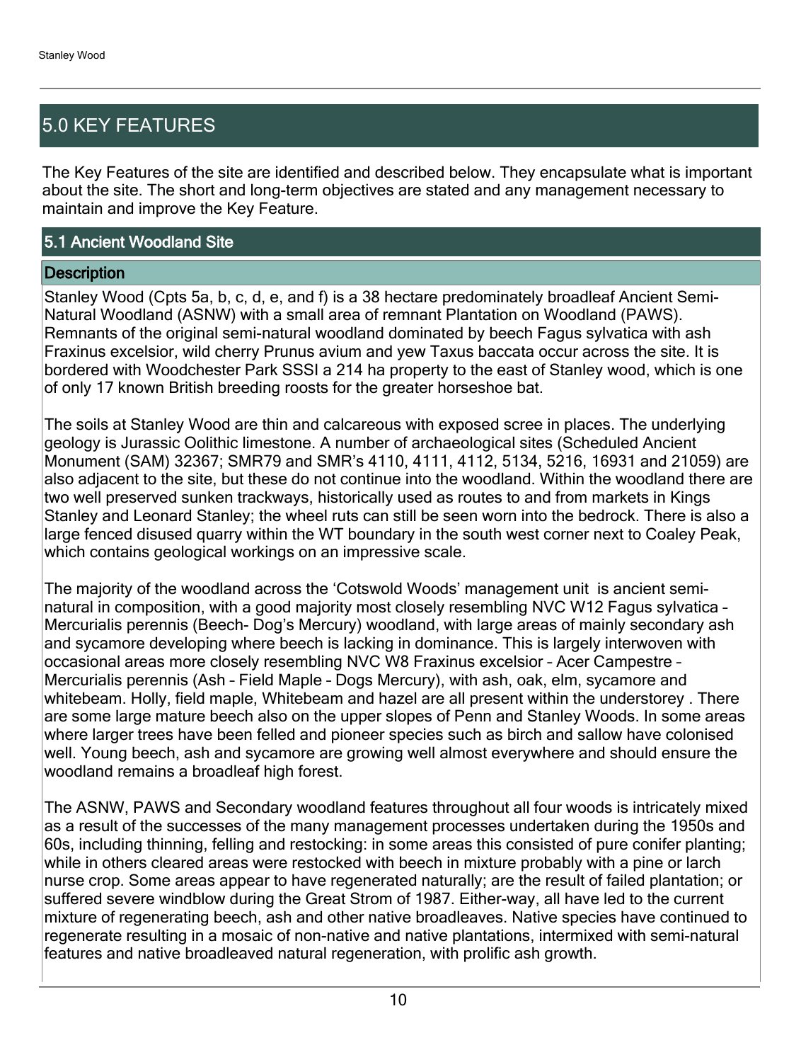## 5.0 KEY FEATURES

The Key Features of the site are identified and described below. They encapsulate what is important about the site. The short and long-term objectives are stated and any management necessary to maintain and improve the Key Feature.

### 5.1 Ancient Woodland Site

#### Description

Stanley Wood (Cpts 5a, b, c, d, e, and f) is a 38 hectare predominately broadleaf Ancient Semi-Natural Woodland (ASNW) with a small area of remnant Plantation on Woodland (PAWS). Remnants of the original semi-natural woodland dominated by beech Fagus sylvatica with ash Fraxinus excelsior, wild cherry Prunus avium and yew Taxus baccata occur across the site. It is bordered with Woodchester Park SSSI a 214 ha property to the east of Stanley wood, which is one of only 17 known British breeding roosts for the greater horseshoe bat.

The soils at Stanley Wood are thin and calcareous with exposed scree in places. The underlying geology is Jurassic Oolithic limestone. A number of archaeological sites (Scheduled Ancient Monument (SAM) 32367; SMR79 and SMR's 4110, 4111, 4112, 5134, 5216, 16931 and 21059) are also adjacent to the site, but these do not continue into the woodland. Within the woodland there are two well preserved sunken trackways, historically used as routes to and from markets in Kings Stanley and Leonard Stanley; the wheel ruts can still be seen worn into the bedrock. There is also a large fenced disused quarry within the WT boundary in the south west corner next to Coaley Peak, which contains geological workings on an impressive scale.

The majority of the woodland across the 'Cotswold Woods' management unit is ancient semi-natural in composition, with a good majority most closely resembling NVC W12 Fagus sylvatica – Mercurialis perennis (Beech- Dog's Mercury) woodland, with large areas of mainly secondary ash and sycamore developing where beech is lacking in dominance. This is largely interwoven with occasional areas more closely resembling NVC W8 Fraxinus excelsior – Acer Campestre – Mercurialis perennis (Ash – Field Maple – Dogs Mercury), with ash, oak, elm, sycamore and whitebeam. Holly, field maple, Whitebeam and hazel are all present within the understorey . There are some large mature beech also on the upper slopes of Penn and Stanley Woods. In some areas where larger trees have been felled and pioneer species such as birch and sallow have colonised well. Young beech, ash and sycamore are growing well almost everywhere and should ensure the woodland remains a broadleaf high forest.

The ASNW, PAWS and Secondary woodland features throughout all four woods is intricately mixed as a result of the successes of the many management processes undertaken during the 1950s and 60s, including thinning, felling and restocking: in some areas this consisted of pure conifer planting; while in others cleared areas were restocked with beech in mixture probably with a pine or larch nurse crop. Some areas appear to have regenerated naturally; are the result of failed plantation; or suffered severe windblow during the Great Strom of 1987. Either-way, all have led to the current mixture of regenerating beech, ash and other native broadleaves. Native species have continued to regenerate resulting in a mosaic of non-native and native plantations, intermixed with semi-natural features and native broadleaved natural regeneration, with prolific ash growth.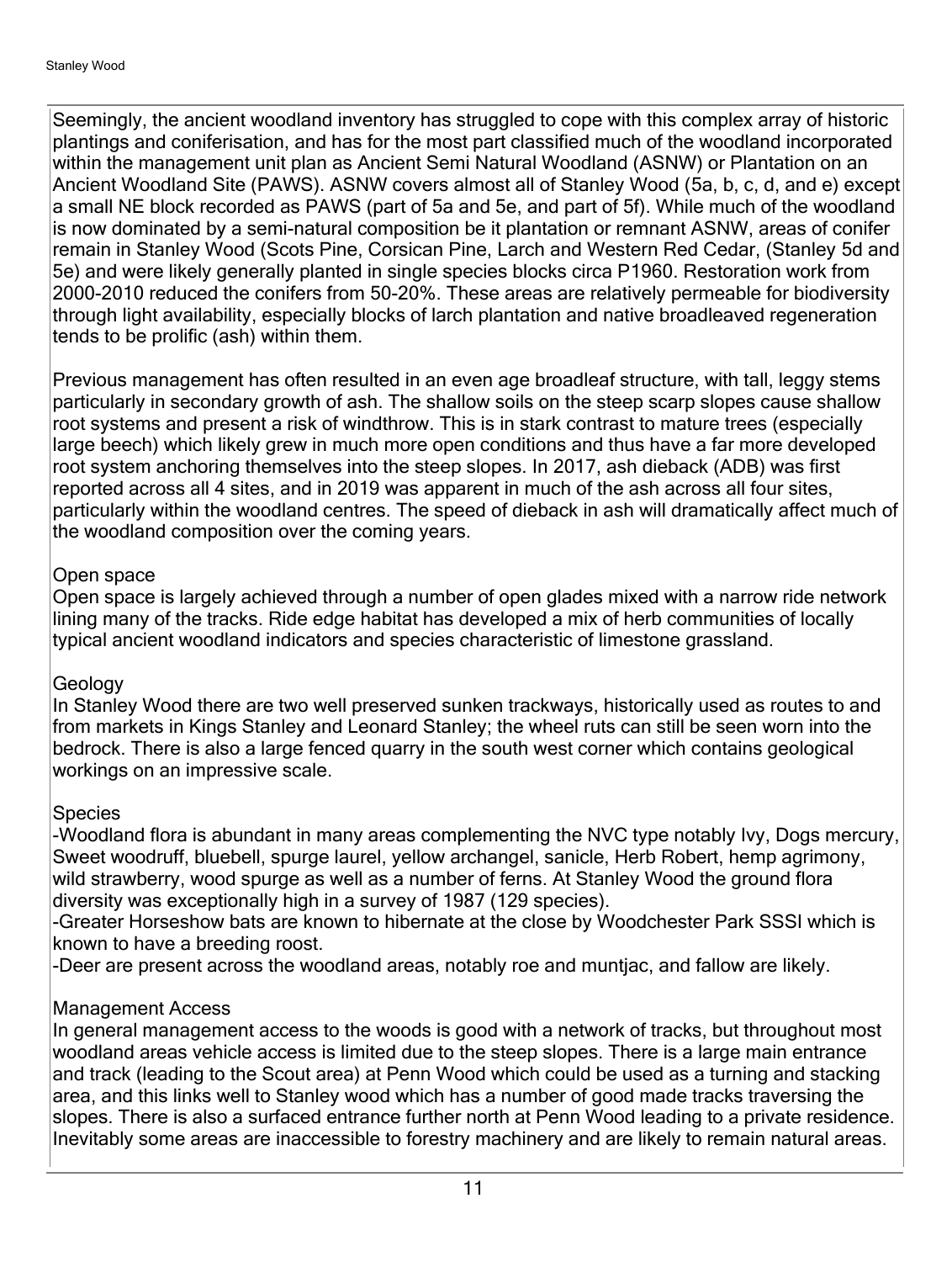Seemingly, the ancient woodland inventory has struggled to cope with this complex array of historic plantings and coniferisation, and has for the most part classified much of the woodland incorporated within the management unit plan as Ancient Semi Natural Woodland (ASNW) or Plantation on an Ancient Woodland Site (PAWS). ASNW covers almost all of Stanley Wood (5a, b, c, d, and e) except a small NE block recorded as PAWS (part of 5a and 5e, and part of 5f). While much of the woodland is now dominated by a semi-natural composition be it plantation or remnant ASNW, areas of conifer remain in Stanley Wood (Scots Pine, Corsican Pine, Larch and Western Red Cedar, (Stanley 5d and 5e) and were likely generally planted in single species blocks circa P1960. Restoration work from 2000-2010 reduced the conifers from 50-20%. These areas are relatively permeable for biodiversity through light availability, especially blocks of larch plantation and native broadleaved regeneration tends to be prolific (ash) within them.

Previous management has often resulted in an even age broadleaf structure, with tall, leggy stems particularly in secondary growth of ash. The shallow soils on the steep scarp slopes cause shallow root systems and present a risk of windthrow. This is in stark contrast to mature trees (especially large beech) which likely grew in much more open conditions and thus have a far more developed root system anchoring themselves into the steep slopes. In 2017, ash dieback (ADB) was first reported across all 4 sites, and in 2019 was apparent in much of the ash across all four sites, particularly within the woodland centres. The speed of dieback in ash will dramatically affect much of the woodland composition over the coming years.

Open space
Open space is largely achieved through a number of open glades mixed with a narrow ride network lining many of the tracks. Ride edge habitat has developed a mix of herb communities of locally typical ancient woodland indicators and species characteristic of limestone grassland.

Geology
In Stanley Wood there are two well preserved sunken trackways, historically used as routes to and from markets in Kings Stanley and Leonard Stanley; the wheel ruts can still be seen worn into the bedrock. There is also a large fenced quarry in the south west corner which contains geological workings on an impressive scale.

Species
-Woodland flora is abundant in many areas complementing the NVC type notably Ivy, Dogs mercury, Sweet woodruff, bluebell, spurge laurel, yellow archangel, sanicle, Herb Robert, hemp agrimony, wild strawberry, wood spurge as well as a number of ferns. At Stanley Wood the ground flora diversity was exceptionally high in a survey of 1987 (129 species).
-Greater Horseshow bats are known to hibernate at the close by Woodchester Park SSSI which is known to have a breeding roost.
-Deer are present across the woodland areas, notably roe and muntjac, and fallow are likely.

Management Access
In general management access to the woods is good with a network of tracks, but throughout most woodland areas vehicle access is limited due to the steep slopes. There is a large main entrance and track (leading to the Scout area) at Penn Wood which could be used as a turning and stacking area, and this links well to Stanley wood which has a number of good made tracks traversing the slopes. There is also a surfaced entrance further north at Penn Wood leading to a private residence. Inevitably some areas are inaccessible to forestry machinery and are likely to remain natural areas.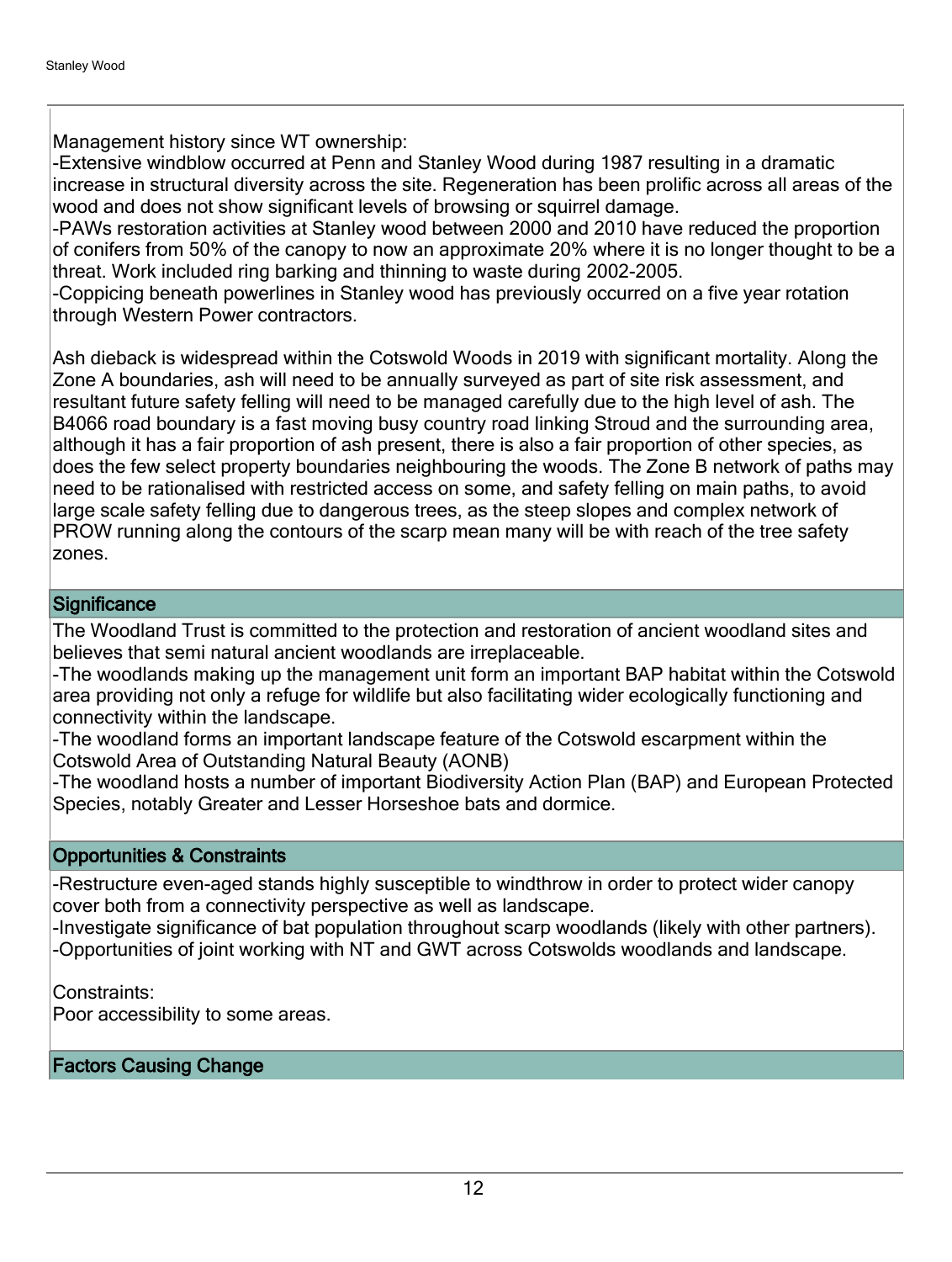Management history since WT ownership:
-Extensive windblow occurred at Penn and Stanley Wood during 1987 resulting in a dramatic increase in structural diversity across the site. Regeneration has been prolific across all areas of the wood and does not show significant levels of browsing or squirrel damage.
-PAWs restoration activities at Stanley wood between 2000 and 2010 have reduced the proportion of conifers from 50% of the canopy to now an approximate 20% where it is no longer thought to be a threat. Work included ring barking and thinning to waste during 2002-2005.
-Coppicing beneath powerlines in Stanley wood has previously occurred on a five year rotation through Western Power contractors.

Ash dieback is widespread within the Cotswold Woods in 2019 with significant mortality. Along the Zone A boundaries, ash will need to be annually surveyed as part of site risk assessment, and resultant future safety felling will need to be managed carefully due to the high level of ash. The B4066 road boundary is a fast moving busy country road linking Stroud and the surrounding area, although it has a fair proportion of ash present, there is also a fair proportion of other species, as does the few select property boundaries neighbouring the woods. The Zone B network of paths may need to be rationalised with restricted access on some, and safety felling on main paths, to avoid large scale safety felling due to dangerous trees, as the steep slopes and complex network of PROW running along the contours of the scarp mean many will be with reach of the tree safety zones.

## Significance

The Woodland Trust is committed to the protection and restoration of ancient woodland sites and believes that semi natural ancient woodlands are irreplaceable.
-The woodlands making up the management unit form an important BAP habitat within the Cotswold area providing not only a refuge for wildlife but also facilitating wider ecologically functioning and connectivity within the landscape.
-The woodland forms an important landscape feature of the Cotswold escarpment within the Cotswold Area of Outstanding Natural Beauty (AONB)
-The woodland hosts a number of important Biodiversity Action Plan (BAP) and European Protected Species, notably Greater and Lesser Horseshoe bats and dormice.

## Opportunities & Constraints

-Restructure even-aged stands highly susceptible to windthrow in order to protect wider canopy cover both from a connectivity perspective as well as landscape.
-Investigate significance of bat population throughout scarp woodlands (likely with other partners).
-Opportunities of joint working with NT and GWT across Cotswolds woodlands and landscape.

Constraints:
Poor accessibility to some areas.

## Factors Causing Change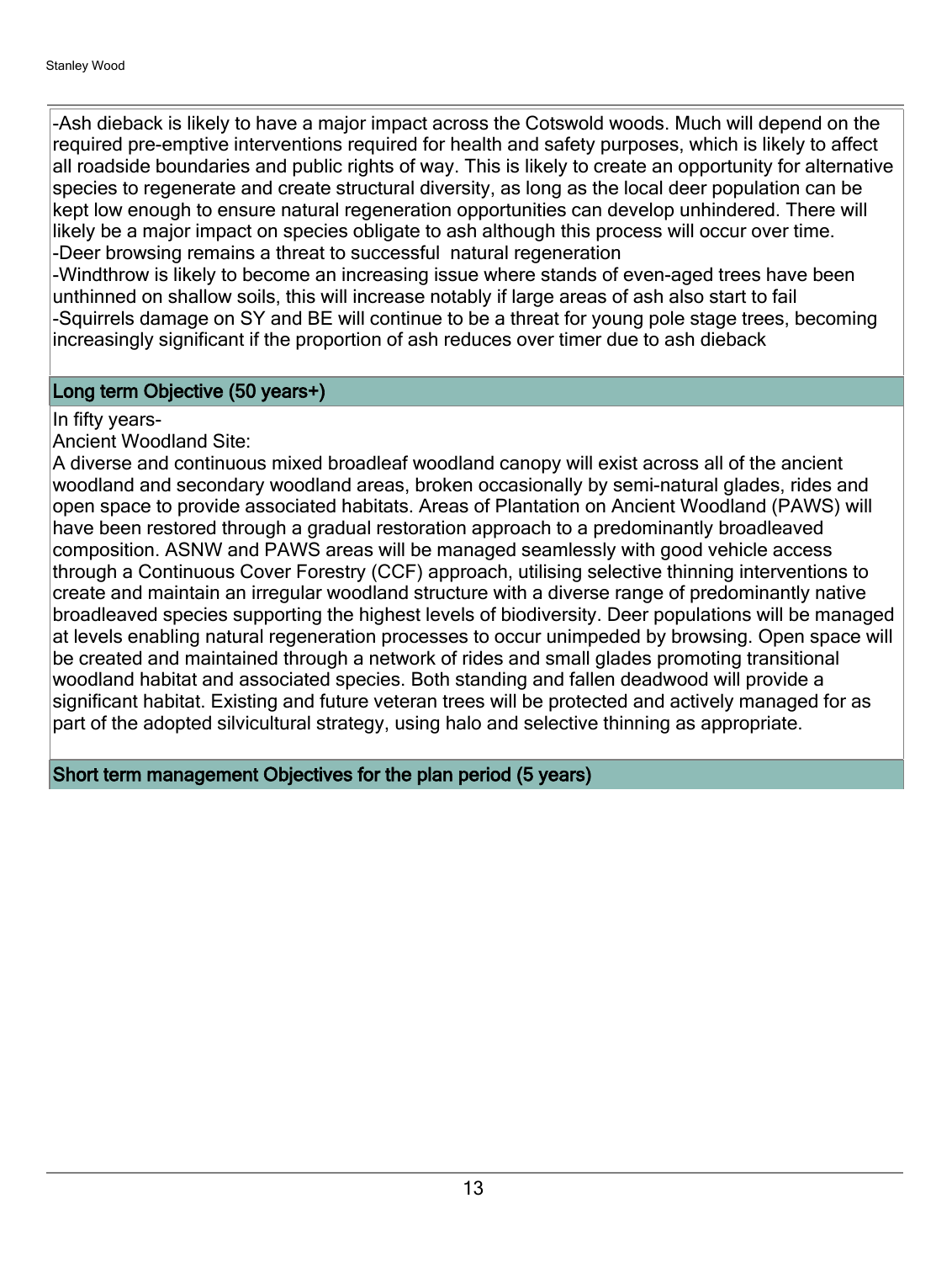-Ash dieback is likely to have a major impact across the Cotswold woods. Much will depend on the required pre-emptive interventions required for health and safety purposes, which is likely to affect all roadside boundaries and public rights of way. This is likely to create an opportunity for alternative species to regenerate and create structural diversity, as long as the local deer population can be kept low enough to ensure natural regeneration opportunities can develop unhindered. There will likely be a major impact on species obligate to ash although this process will occur over time.
-Deer browsing remains a threat to successful natural regeneration
-Windthrow is likely to become an increasing issue where stands of even-aged trees have been unthinned on shallow soils, this will increase notably if large areas of ash also start to fail
-Squirrels damage on SY and BE will continue to be a threat for young pole stage trees, becoming increasingly significant if the proportion of ash reduces over timer due to ash dieback

## Long term Objective (50 years+)

In fifty years-
Ancient Woodland Site:
A diverse and continuous mixed broadleaf woodland canopy will exist across all of the ancient woodland and secondary woodland areas, broken occasionally by semi-natural glades, rides and open space to provide associated habitats. Areas of Plantation on Ancient Woodland (PAWS) will have been restored through a gradual restoration approach to a predominantly broadleaved composition. ASNW and PAWS areas will be managed seamlessly with good vehicle access through a Continuous Cover Forestry (CCF) approach, utilising selective thinning interventions to create and maintain an irregular woodland structure with a diverse range of predominantly native broadleaved species supporting the highest levels of biodiversity. Deer populations will be managed at levels enabling natural regeneration processes to occur unimpeded by browsing. Open space will be created and maintained through a network of rides and small glades promoting transitional woodland habitat and associated species. Both standing and fallen deadwood will provide a significant habitat. Existing and future veteran trees will be protected and actively managed for as part of the adopted silvicultural strategy, using halo and selective thinning as appropriate.

## Short term management Objectives for the plan period (5 years)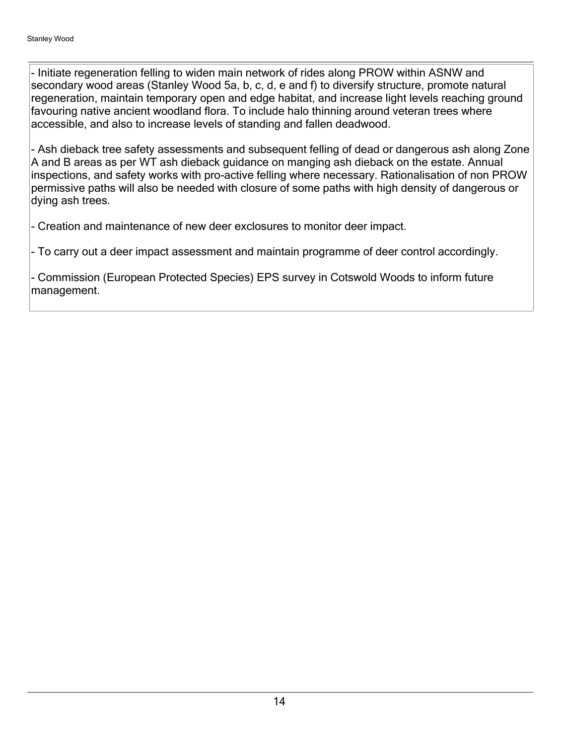- Initiate regeneration felling to widen main network of rides along PROW within ASNW and secondary wood areas (Stanley Wood 5a, b, c, d, e and f) to diversify structure, promote natural regeneration, maintain temporary open and edge habitat, and increase light levels reaching ground favouring native ancient woodland flora. To include halo thinning around veteran trees where accessible, and also to increase levels of standing and fallen deadwood.

- Ash dieback tree safety assessments and subsequent felling of dead or dangerous ash along Zone A and B areas as per WT ash dieback guidance on manging ash dieback on the estate. Annual inspections, and safety works with pro-active felling where necessary. Rationalisation of non PROW permissive paths will also be needed with closure of some paths with high density of dangerous or dying ash trees.

- Creation and maintenance of new deer exclosures to monitor deer impact.

- To carry out a deer impact assessment and maintain programme of deer control accordingly.

- Commission (European Protected Species) EPS survey in Cotswold Woods to inform future management.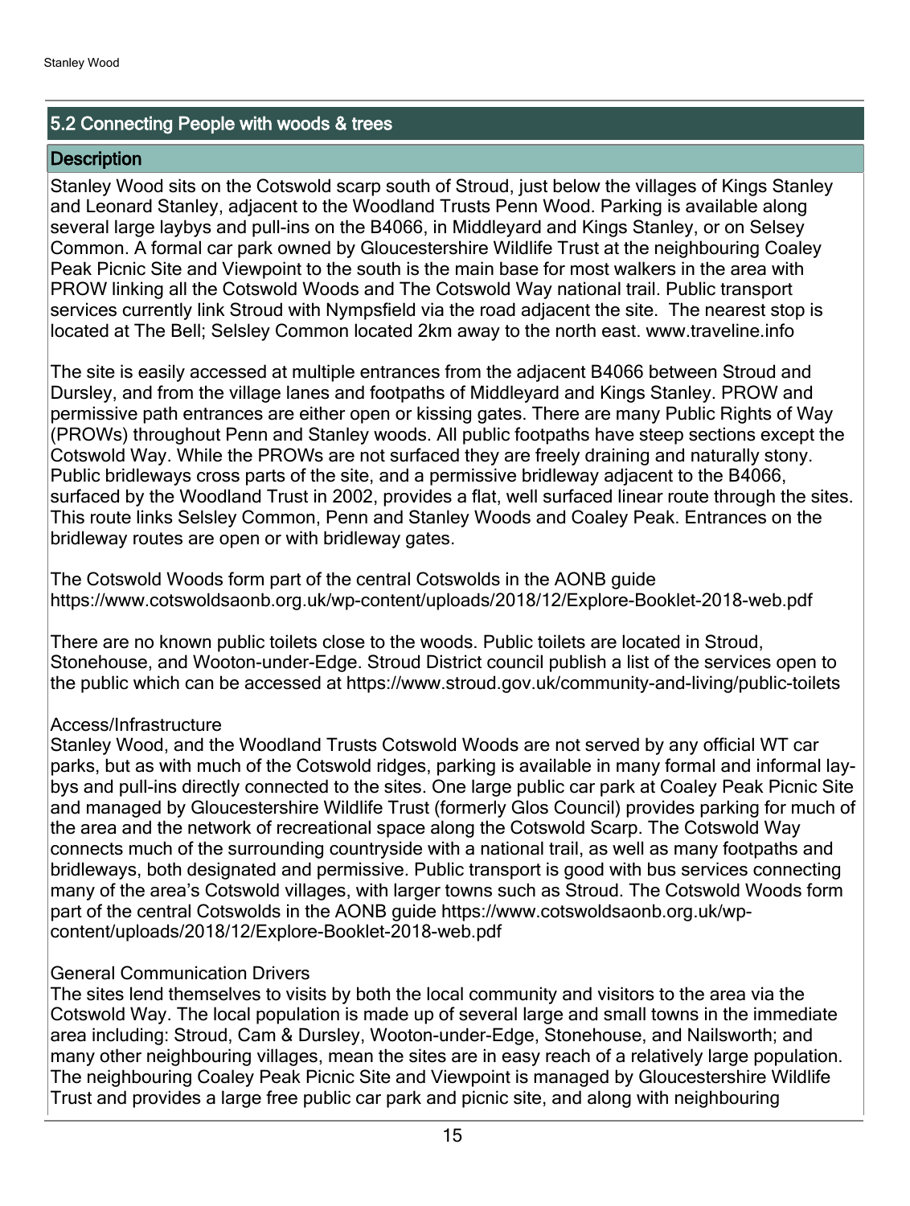## 5.2 Connecting People with woods & trees

### Description

Stanley Wood sits on the Cotswold scarp south of Stroud, just below the villages of Kings Stanley and Leonard Stanley, adjacent to the Woodland Trusts Penn Wood. Parking is available along several large laybys and pull-ins on the B4066, in Middleyard and Kings Stanley, or on Selsey Common. A formal car park owned by Gloucestershire Wildlife Trust at the neighbouring Coaley Peak Picnic Site and Viewpoint to the south is the main base for most walkers in the area with PROW linking all the Cotswold Woods and The Cotswold Way national trail. Public transport services currently link Stroud with Nympsfield via the road adjacent the site. The nearest stop is located at The Bell; Selsley Common located 2km away to the north east. www.traveline.info

The site is easily accessed at multiple entrances from the adjacent B4066 between Stroud and Dursley, and from the village lanes and footpaths of Middleyard and Kings Stanley. PROW and permissive path entrances are either open or kissing gates. There are many Public Rights of Way (PROWs) throughout Penn and Stanley woods. All public footpaths have steep sections except the Cotswold Way. While the PROWs are not surfaced they are freely draining and naturally stony. Public bridleways cross parts of the site, and a permissive bridleway adjacent to the B4066, surfaced by the Woodland Trust in 2002, provides a flat, well surfaced linear route through the sites. This route links Selsley Common, Penn and Stanley Woods and Coaley Peak. Entrances on the bridleway routes are open or with bridleway gates.

The Cotswold Woods form part of the central Cotswolds in the AONB guide https://www.cotswoldsaonb.org.uk/wp-content/uploads/2018/12/Explore-Booklet-2018-web.pdf

There are no known public toilets close to the woods. Public toilets are located in Stroud, Stonehouse, and Wooton-under-Edge. Stroud District council publish a list of the services open to the public which can be accessed at https://www.stroud.gov.uk/community-and-living/public-toilets

Access/Infrastructure
Stanley Wood, and the Woodland Trusts Cotswold Woods are not served by any official WT car parks, but as with much of the Cotswold ridges, parking is available in many formal and informal lay-bys and pull-ins directly connected to the sites. One large public car park at Coaley Peak Picnic Site and managed by Gloucestershire Wildlife Trust (formerly Glos Council) provides parking for much of the area and the network of recreational space along the Cotswold Scarp. The Cotswold Way connects much of the surrounding countryside with a national trail, as well as many footpaths and bridleways, both designated and permissive. Public transport is good with bus services connecting many of the area's Cotswold villages, with larger towns such as Stroud. The Cotswold Woods form part of the central Cotswolds in the AONB guide https://www.cotswoldsaonb.org.uk/wp-content/uploads/2018/12/Explore-Booklet-2018-web.pdf

General Communication Drivers
The sites lend themselves to visits by both the local community and visitors to the area via the Cotswold Way. The local population is made up of several large and small towns in the immediate area including: Stroud, Cam & Dursley, Wooton-under-Edge, Stonehouse, and Nailsworth; and many other neighbouring villages, mean the sites are in easy reach of a relatively large population. The neighbouring Coaley Peak Picnic Site and Viewpoint is managed by Gloucestershire Wildlife Trust and provides a large free public car park and picnic site, and along with neighbouring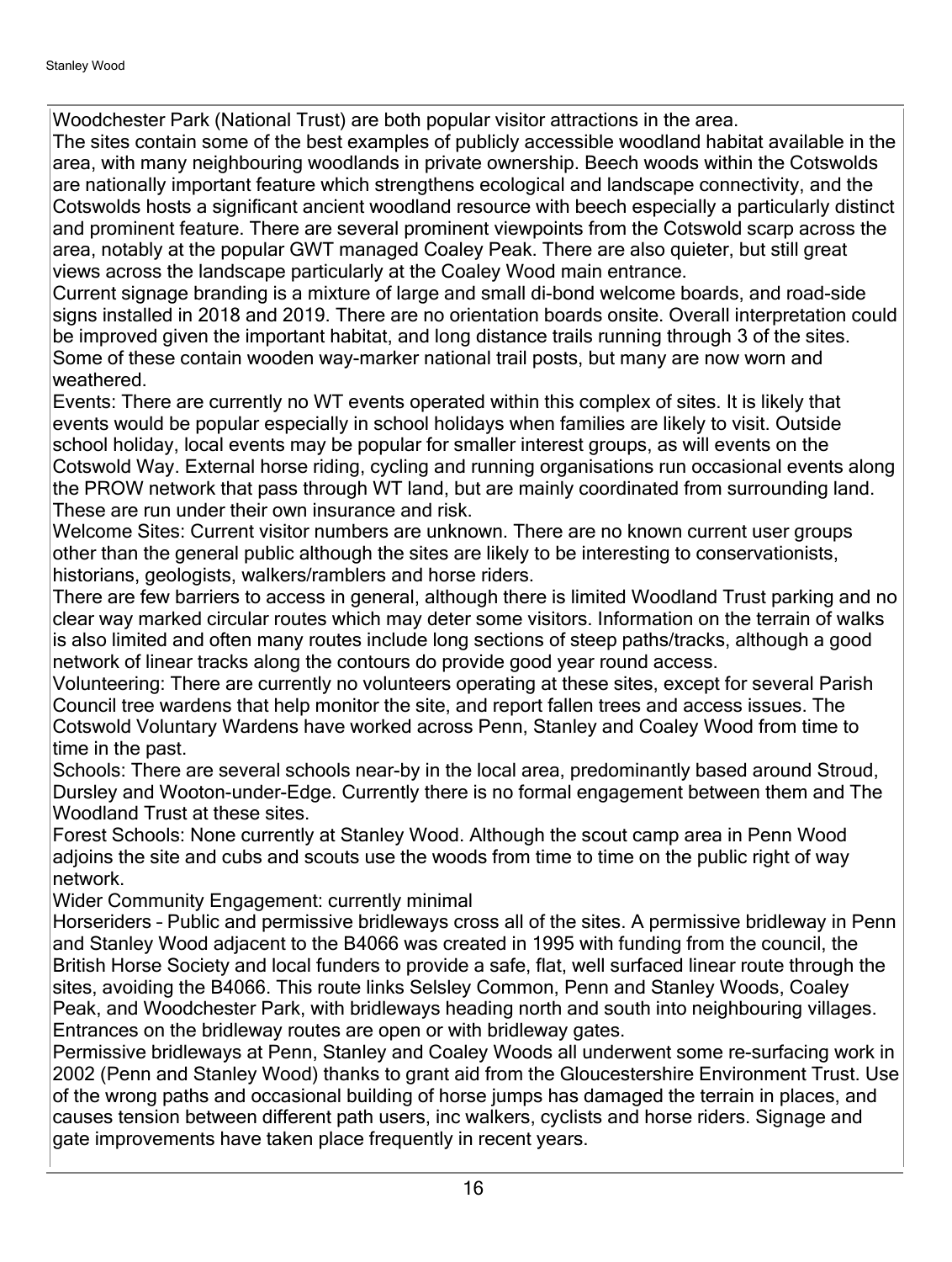Woodchester Park (National Trust) are both popular visitor attractions in the area.

The sites contain some of the best examples of publicly accessible woodland habitat available in the area, with many neighbouring woodlands in private ownership. Beech woods within the Cotswolds are nationally important feature which strengthens ecological and landscape connectivity, and the Cotswolds hosts a significant ancient woodland resource with beech especially a particularly distinct and prominent feature. There are several prominent viewpoints from the Cotswold scarp across the area, notably at the popular GWT managed Coaley Peak. There are also quieter, but still great views across the landscape particularly at the Coaley Wood main entrance.

Current signage branding is a mixture of large and small di-bond welcome boards, and road-side signs installed in 2018 and 2019. There are no orientation boards onsite. Overall interpretation could be improved given the important habitat, and long distance trails running through 3 of the sites. Some of these contain wooden way-marker national trail posts, but many are now worn and weathered.

Events: There are currently no WT events operated within this complex of sites. It is likely that events would be popular especially in school holidays when families are likely to visit. Outside school holiday, local events may be popular for smaller interest groups, as will events on the Cotswold Way. External horse riding, cycling and running organisations run occasional events along the PROW network that pass through WT land, but are mainly coordinated from surrounding land. These are run under their own insurance and risk.

Welcome Sites: Current visitor numbers are unknown. There are no known current user groups other than the general public although the sites are likely to be interesting to conservationists, historians, geologists, walkers/ramblers and horse riders.

There are few barriers to access in general, although there is limited Woodland Trust parking and no clear way marked circular routes which may deter some visitors. Information on the terrain of walks is also limited and often many routes include long sections of steep paths/tracks, although a good network of linear tracks along the contours do provide good year round access.

Volunteering: There are currently no volunteers operating at these sites, except for several Parish Council tree wardens that help monitor the site, and report fallen trees and access issues. The Cotswold Voluntary Wardens have worked across Penn, Stanley and Coaley Wood from time to time in the past.

Schools: There are several schools near-by in the local area, predominantly based around Stroud, Dursley and Wooton-under-Edge. Currently there is no formal engagement between them and The Woodland Trust at these sites.

Forest Schools: None currently at Stanley Wood. Although the scout camp area in Penn Wood adjoins the site and cubs and scouts use the woods from time to time on the public right of way network.

Wider Community Engagement: currently minimal

Horseriders – Public and permissive bridleways cross all of the sites. A permissive bridleway in Penn and Stanley Wood adjacent to the B4066 was created in 1995 with funding from the council, the British Horse Society and local funders to provide a safe, flat, well surfaced linear route through the sites, avoiding the B4066. This route links Selsley Common, Penn and Stanley Woods, Coaley Peak, and Woodchester Park, with bridleways heading north and south into neighbouring villages. Entrances on the bridleway routes are open or with bridleway gates.

Permissive bridleways at Penn, Stanley and Coaley Woods all underwent some re-surfacing work in 2002 (Penn and Stanley Wood) thanks to grant aid from the Gloucestershire Environment Trust. Use of the wrong paths and occasional building of horse jumps has damaged the terrain in places, and causes tension between different path users, inc walkers, cyclists and horse riders. Signage and gate improvements have taken place frequently in recent years.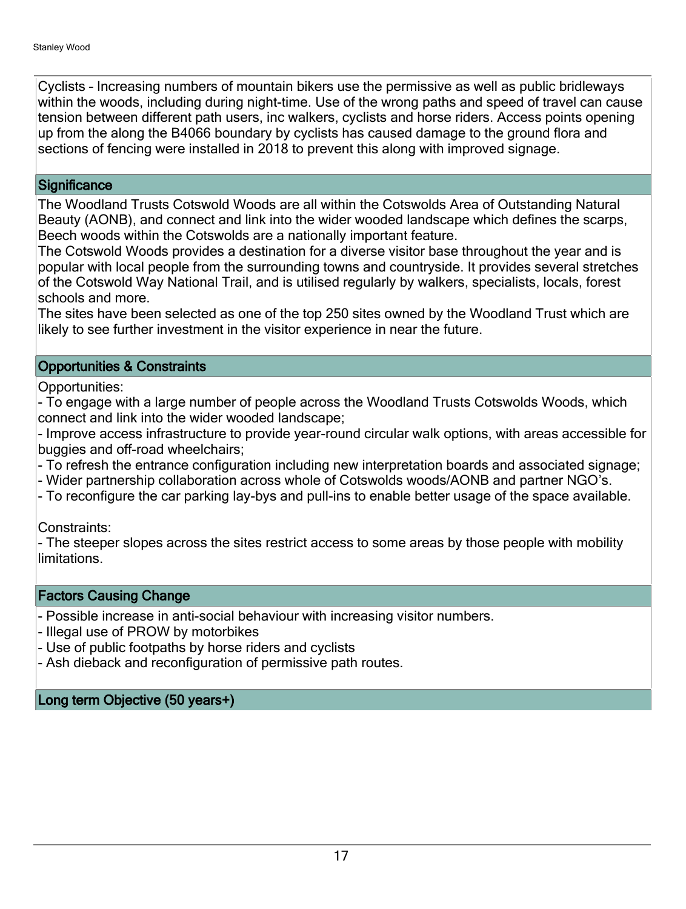Cyclists – Increasing numbers of mountain bikers use the permissive as well as public bridleways within the woods, including during night-time. Use of the wrong paths and speed of travel can cause tension between different path users, inc walkers, cyclists and horse riders. Access points opening up from the along the B4066 boundary by cyclists has caused damage to the ground flora and sections of fencing were installed in 2018 to prevent this along with improved signage.

## Significance

The Woodland Trusts Cotswold Woods are all within the Cotswolds Area of Outstanding Natural Beauty (AONB), and connect and link into the wider wooded landscape which defines the scarps, Beech woods within the Cotswolds are a nationally important feature.
The Cotswold Woods provides a destination for a diverse visitor base throughout the year and is popular with local people from the surrounding towns and countryside. It provides several stretches of the Cotswold Way National Trail, and is utilised regularly by walkers, specialists, locals, forest schools and more.
The sites have been selected as one of the top 250 sites owned by the Woodland Trust which are likely to see further investment in the visitor experience in near the future.

## Opportunities & Constraints

Opportunities:
- To engage with a large number of people across the Woodland Trusts Cotswolds Woods, which connect and link into the wider wooded landscape;
- Improve access infrastructure to provide year-round circular walk options, with areas accessible for buggies and off-road wheelchairs;
- To refresh the entrance configuration including new interpretation boards and associated signage;
- Wider partnership collaboration across whole of Cotswolds woods/AONB and partner NGO's.
- To reconfigure the car parking lay-bys and pull-ins to enable better usage of the space available.

Constraints:
- The steeper slopes across the sites restrict access to some areas by those people with mobility limitations.

## Factors Causing Change

- Possible increase in anti-social behaviour with increasing visitor numbers.
- Illegal use of PROW by motorbikes
- Use of public footpaths by horse riders and cyclists
- Ash dieback and reconfiguration of permissive path routes.

## Long term Objective (50 years+)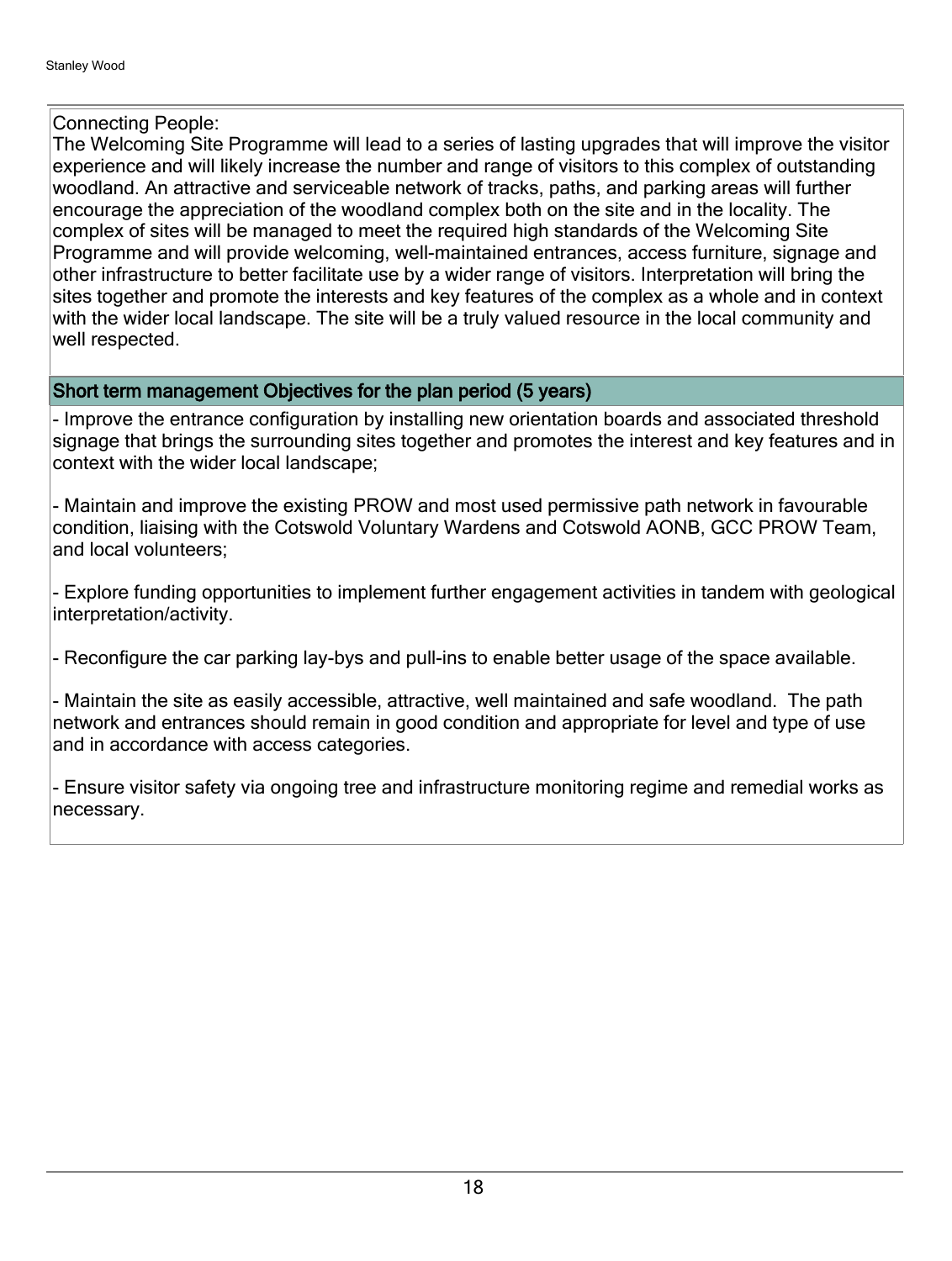Connecting People:
The Welcoming Site Programme will lead to a series of lasting upgrades that will improve the visitor experience and will likely increase the number and range of visitors to this complex of outstanding woodland. An attractive and serviceable network of tracks, paths, and parking areas will further encourage the appreciation of the woodland complex both on the site and in the locality. The complex of sites will be managed to meet the required high standards of the Welcoming Site Programme and will provide welcoming, well-maintained entrances, access furniture, signage and other infrastructure to better facilitate use by a wider range of visitors. Interpretation will bring the sites together and promote the interests and key features of the complex as a whole and in context with the wider local landscape. The site will be a truly valued resource in the local community and well respected.

## Short term management Objectives for the plan period (5 years)

- Improve the entrance configuration by installing new orientation boards and associated threshold signage that brings the surrounding sites together and promotes the interest and key features and in context with the wider local landscape;

- Maintain and improve the existing PROW and most used permissive path network in favourable condition, liaising with the Cotswold Voluntary Wardens and Cotswold AONB, GCC PROW Team, and local volunteers;

- Explore funding opportunities to implement further engagement activities in tandem with geological interpretation/activity.

- Reconfigure the car parking lay-bys and pull-ins to enable better usage of the space available.

- Maintain the site as easily accessible, attractive, well maintained and safe woodland. The path network and entrances should remain in good condition and appropriate for level and type of use and in accordance with access categories.

- Ensure visitor safety via ongoing tree and infrastructure monitoring regime and remedial works as necessary.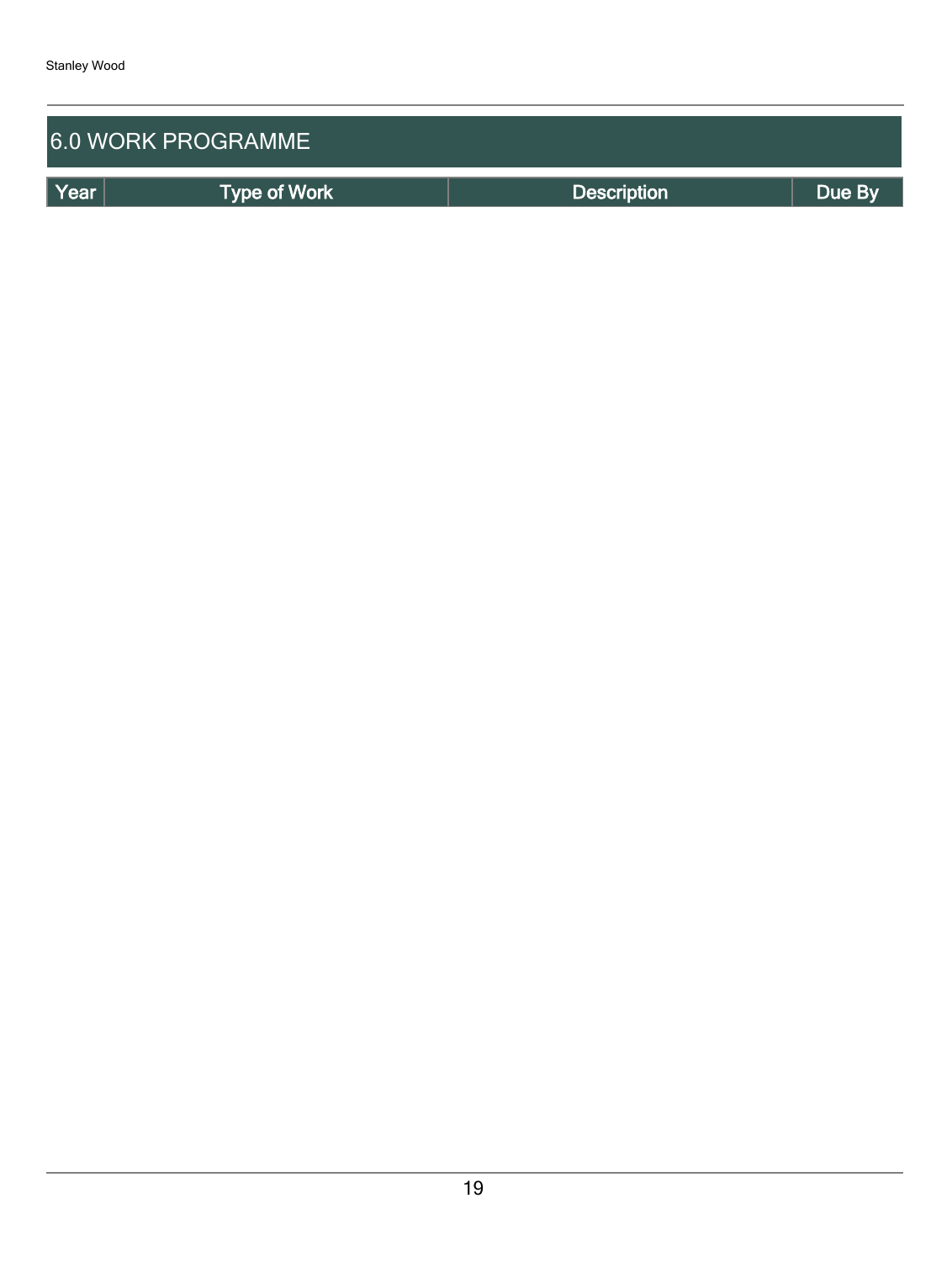## 6.0 WORK PROGRAMME

| Year | Type of Work | Description | Due By |
|---|---|---|---|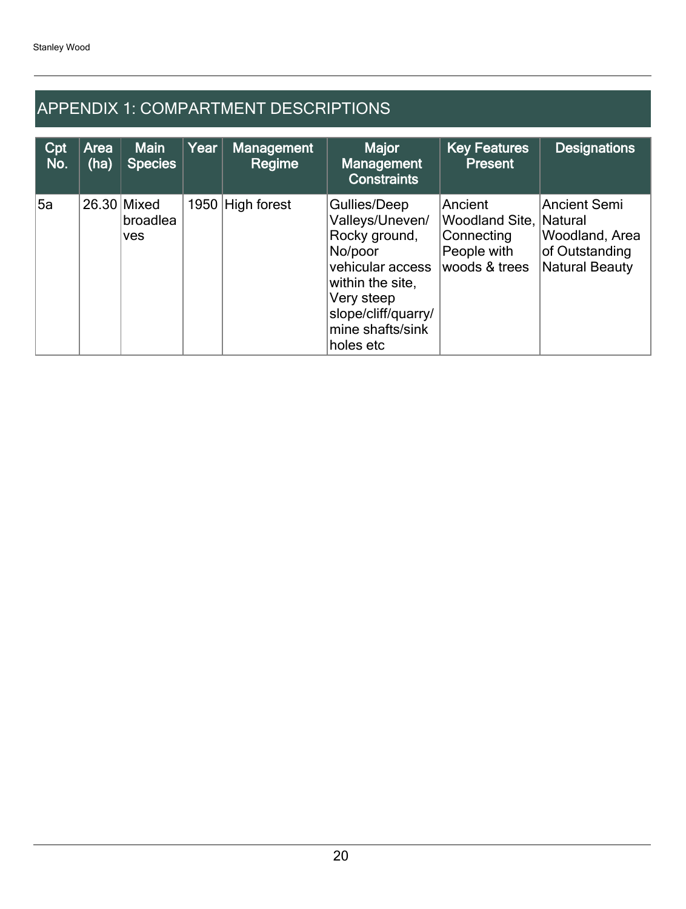## APPENDIX 1: COMPARTMENT DESCRIPTIONS

| Cpt No. | Area (ha) | Main Species | Year | Management Regime | Major Management Constraints | Key Features Present | Designations |
|---|---|---|---|---|---|---|---|
| 5a | 26.30 | Mixed broadleaves | 1950 | High forest | Gullies/Deep Valleys/Uneven/ Rocky ground, No/poor vehicular access within the site, Very steep slope/cliff/quarry/ mine shafts/sink holes etc | Ancient Woodland Site, Connecting People with woods & trees | Ancient Semi Natural Woodland, Area of Outstanding Natural Beauty |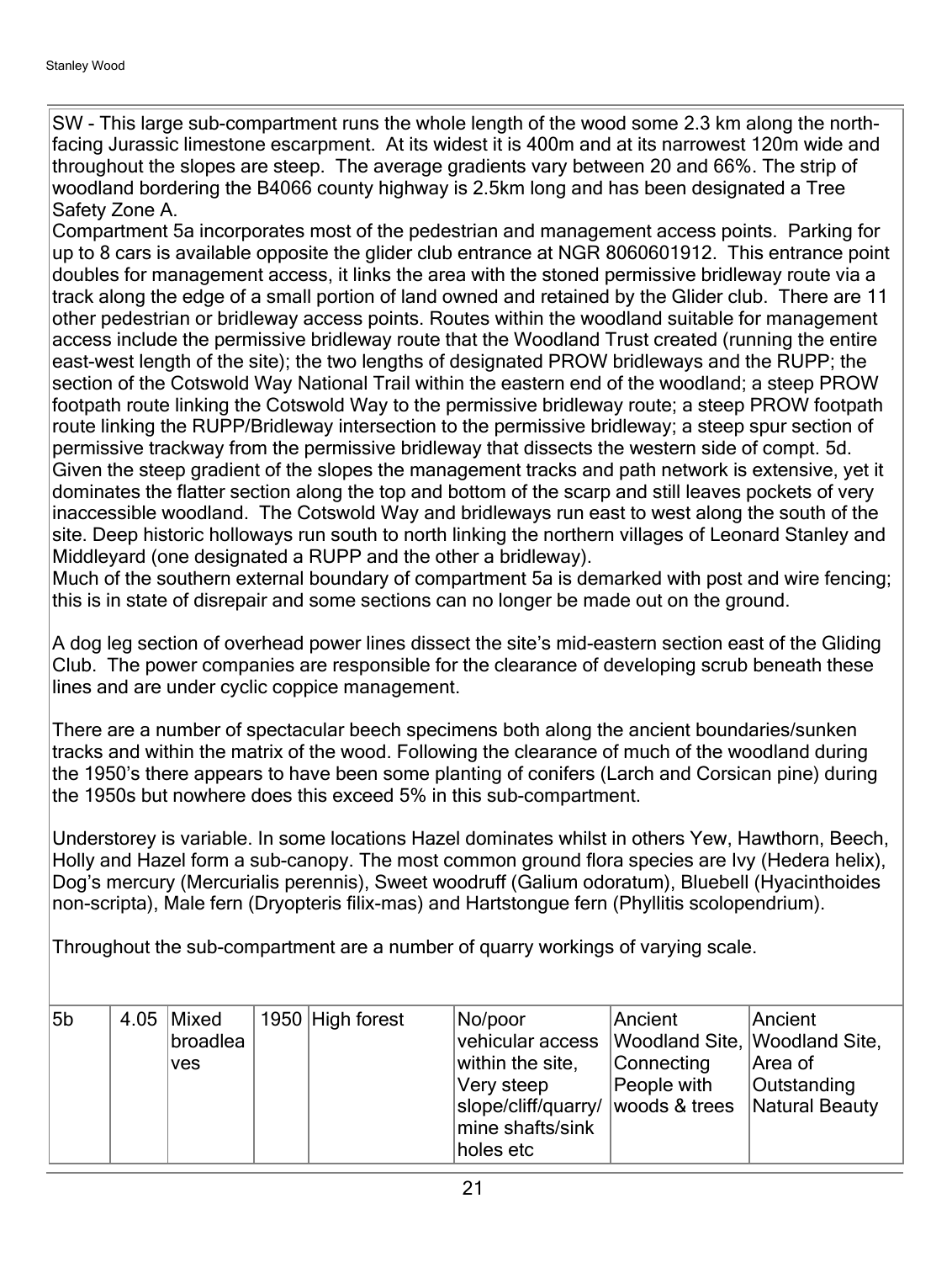SW - This large sub-compartment runs the whole length of the wood some 2.3 km along the north-facing Jurassic limestone escarpment. At its widest it is 400m and at its narrowest 120m wide and throughout the slopes are steep. The average gradients vary between 20 and 66%. The strip of woodland bordering the B4066 county highway is 2.5km long and has been designated a Tree Safety Zone A.

Compartment 5a incorporates most of the pedestrian and management access points. Parking for up to 8 cars is available opposite the glider club entrance at NGR 8060601912. This entrance point doubles for management access, it links the area with the stoned permissive bridleway route via a track along the edge of a small portion of land owned and retained by the Glider club. There are 11 other pedestrian or bridleway access points. Routes within the woodland suitable for management access include the permissive bridleway route that the Woodland Trust created (running the entire east-west length of the site); the two lengths of designated PROW bridleways and the RUPP; the section of the Cotswold Way National Trail within the eastern end of the woodland; a steep PROW footpath route linking the Cotswold Way to the permissive bridleway route; a steep PROW footpath route linking the RUPP/Bridleway intersection to the permissive bridleway; a steep spur section of permissive trackway from the permissive bridleway that dissects the western side of compt. 5d. Given the steep gradient of the slopes the management tracks and path network is extensive, yet it dominates the flatter section along the top and bottom of the scarp and still leaves pockets of very inaccessible woodland. The Cotswold Way and bridleways run east to west along the south of the site. Deep historic holloways run south to north linking the northern villages of Leonard Stanley and Middleyard (one designated a RUPP and the other a bridleway).

Much of the southern external boundary of compartment 5a is demarked with post and wire fencing; this is in state of disrepair and some sections can no longer be made out on the ground.

A dog leg section of overhead power lines dissect the site's mid-eastern section east of the Gliding Club. The power companies are responsible for the clearance of developing scrub beneath these lines and are under cyclic coppice management.

There are a number of spectacular beech specimens both along the ancient boundaries/sunken tracks and within the matrix of the wood. Following the clearance of much of the woodland during the 1950's there appears to have been some planting of conifers (Larch and Corsican pine) during the 1950s but nowhere does this exceed 5% in this sub-compartment.

Understorey is variable. In some locations Hazel dominates whilst in others Yew, Hawthorn, Beech, Holly and Hazel form a sub-canopy. The most common ground flora species are Ivy (Hedera helix), Dog's mercury (Mercurialis perennis), Sweet woodruff (Galium odoratum), Bluebell (Hyacinthoides non-scripta), Male fern (Dryopteris filix-mas) and Hartstongue fern (Phyllitis scolopendrium).

Throughout the sub-compartment are a number of quarry workings of varying scale.

| | | | | | | | |
|---|---|---|---|---|---|---|---|
| 5b | 4.05 | Mixed broadleaves | 1950 | High forest | No/poor vehicular access within the site, Very steep slope/cliff/quarry/ mine shafts/sink holes etc | Ancient Woodland Site, Connecting People with woods & trees | Ancient Woodland Site, Area of Outstanding Natural Beauty |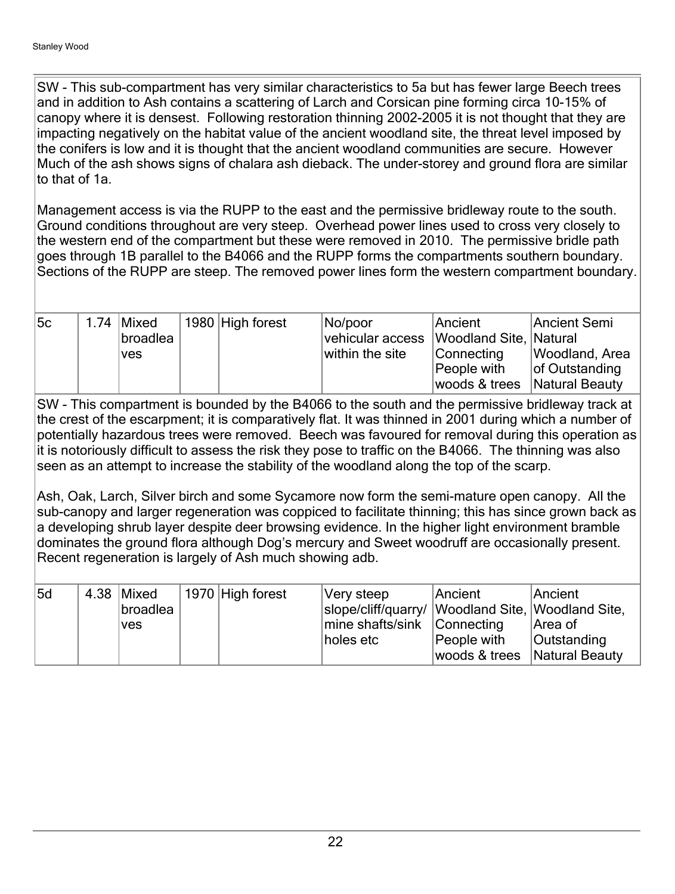SW - This sub-compartment has very similar characteristics to 5a but has fewer large Beech trees and in addition to Ash contains a scattering of Larch and Corsican pine forming circa 10-15% of canopy where it is densest. Following restoration thinning 2002-2005 it is not thought that they are impacting negatively on the habitat value of the ancient woodland site, the threat level imposed by the conifers is low and it is thought that the ancient woodland communities are secure. However Much of the ash shows signs of chalara ash dieback. The under-storey and ground flora are similar to that of 1a.

Management access is via the RUPP to the east and the permissive bridleway route to the south. Ground conditions throughout are very steep. Overhead power lines used to cross very closely to the western end of the compartment but these were removed in 2010. The permissive bridle path goes through 1B parallel to the B4066 and the RUPP forms the compartments southern boundary. Sections of the RUPP are steep. The removed power lines form the western compartment boundary.

| 5c | 1.74 | Mixed broadleaves | 1980 | High forest | No/poor vehicular access within the site | Ancient Woodland Site, Connecting People with woods & trees | Ancient Semi Natural Woodland, Area of Outstanding Natural Beauty |
|---|---|---|---|---|---|---|---|

SW - This compartment is bounded by the B4066 to the south and the permissive bridleway track at the crest of the escarpment; it is comparatively flat. It was thinned in 2001 during which a number of potentially hazardous trees were removed. Beech was favoured for removal during this operation as it is notoriously difficult to assess the risk they pose to traffic on the B4066. The thinning was also seen as an attempt to increase the stability of the woodland along the top of the scarp.

Ash, Oak, Larch, Silver birch and some Sycamore now form the semi-mature open canopy. All the sub-canopy and larger regeneration was coppiced to facilitate thinning; this has since grown back as a developing shrub layer despite deer browsing evidence. In the higher light environment bramble dominates the ground flora although Dog's mercury and Sweet woodruff are occasionally present. Recent regeneration is largely of Ash much showing adb.

| 5d | 4.38 | Mixed broadleaves | 1970 | High forest | Very steep slope/cliff/quarry/ mine shafts/sink holes etc | Ancient Woodland Site, Connecting People with woods & trees | Ancient Woodland Site, Area of Outstanding Natural Beauty |
|---|---|---|---|---|---|---|---|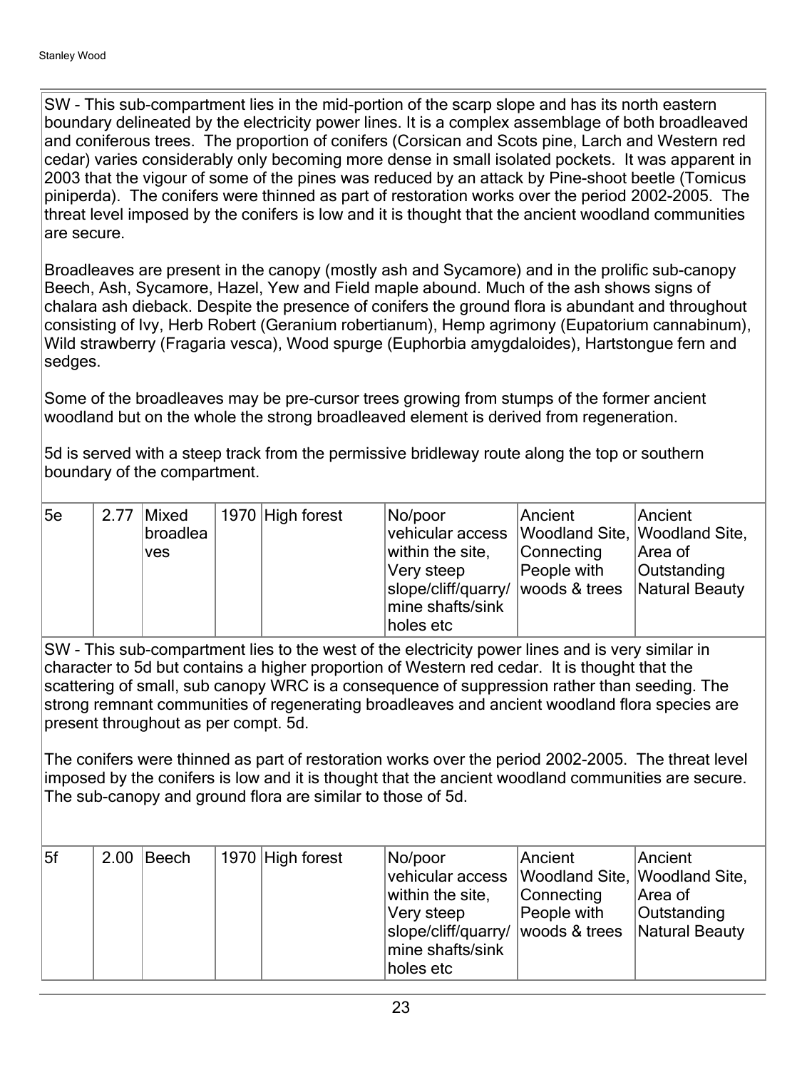SW - This sub-compartment lies in the mid-portion of the scarp slope and has its north eastern boundary delineated by the electricity power lines. It is a complex assemblage of both broadleaved and coniferous trees. The proportion of conifers (Corsican and Scots pine, Larch and Western red cedar) varies considerably only becoming more dense in small isolated pockets. It was apparent in 2003 that the vigour of some of the pines was reduced by an attack by Pine-shoot beetle (Tomicus piniperda). The conifers were thinned as part of restoration works over the period 2002-2005. The threat level imposed by the conifers is low and it is thought that the ancient woodland communities are secure.

Broadleaves are present in the canopy (mostly ash and Sycamore) and in the prolific sub-canopy Beech, Ash, Sycamore, Hazel, Yew and Field maple abound. Much of the ash shows signs of chalara ash dieback. Despite the presence of conifers the ground flora is abundant and throughout consisting of Ivy, Herb Robert (Geranium robertianum), Hemp agrimony (Eupatorium cannabinum), Wild strawberry (Fragaria vesca), Wood spurge (Euphorbia amygdaloides), Hartstongue fern and sedges.

Some of the broadleaves may be pre-cursor trees growing from stumps of the former ancient woodland but on the whole the strong broadleaved element is derived from regeneration.

5d is served with a steep track from the permissive bridleway route along the top or southern boundary of the compartment.

| | | | | | | | |
|---|---|---|---|---|---|---|---|
| 5e | 2.77 | Mixed broadleaves | 1970 | High forest | No/poor vehicular access within the site, Very steep slope/cliff/quarry/ mine shafts/sink holes etc | Ancient Woodland Site, Connecting People with woods & trees | Ancient Woodland Site, Area of Outstanding Natural Beauty |

SW - This sub-compartment lies to the west of the electricity power lines and is very similar in character to 5d but contains a higher proportion of Western red cedar. It is thought that the scattering of small, sub canopy WRC is a consequence of suppression rather than seeding. The strong remnant communities of regenerating broadleaves and ancient woodland flora species are present throughout as per compt. 5d.

The conifers were thinned as part of restoration works over the period 2002-2005. The threat level imposed by the conifers is low and it is thought that the ancient woodland communities are secure. The sub-canopy and ground flora are similar to those of 5d.

| | | | | | | | |
|---|---|---|---|---|---|---|---|
| 5f | 2.00 | Beech | 1970 | High forest | No/poor vehicular access within the site, Very steep slope/cliff/quarry/ mine shafts/sink holes etc | Ancient Woodland Site, Connecting People with woods & trees | Ancient Woodland Site, Area of Outstanding Natural Beauty |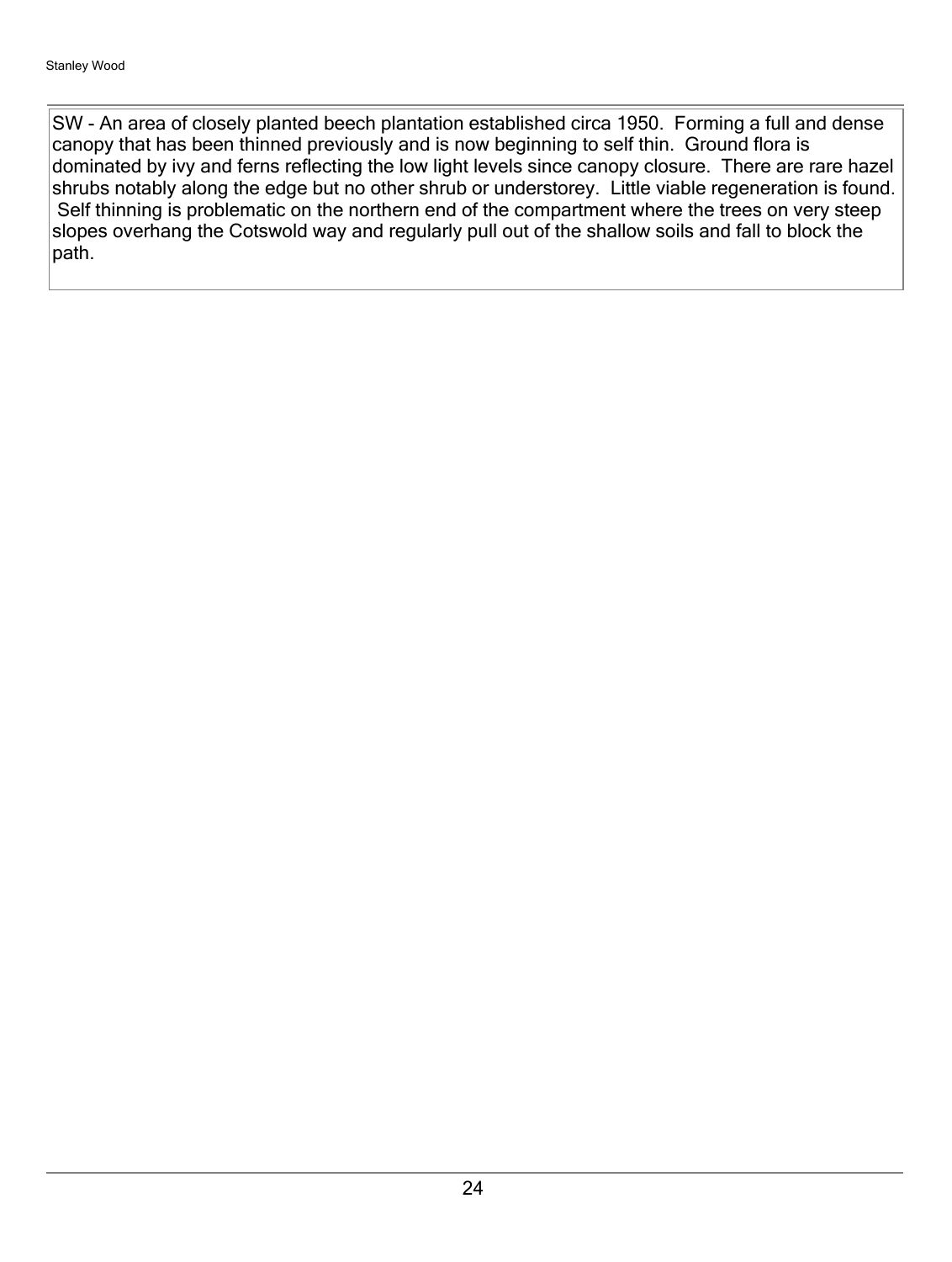SW - An area of closely planted beech plantation established circa 1950. Forming a full and dense canopy that has been thinned previously and is now beginning to self thin. Ground flora is dominated by ivy and ferns reflecting the low light levels since canopy closure. There are rare hazel shrubs notably along the edge but no other shrub or understorey. Little viable regeneration is found. Self thinning is problematic on the northern end of the compartment where the trees on very steep slopes overhang the Cotswold way and regularly pull out of the shallow soils and fall to block the path.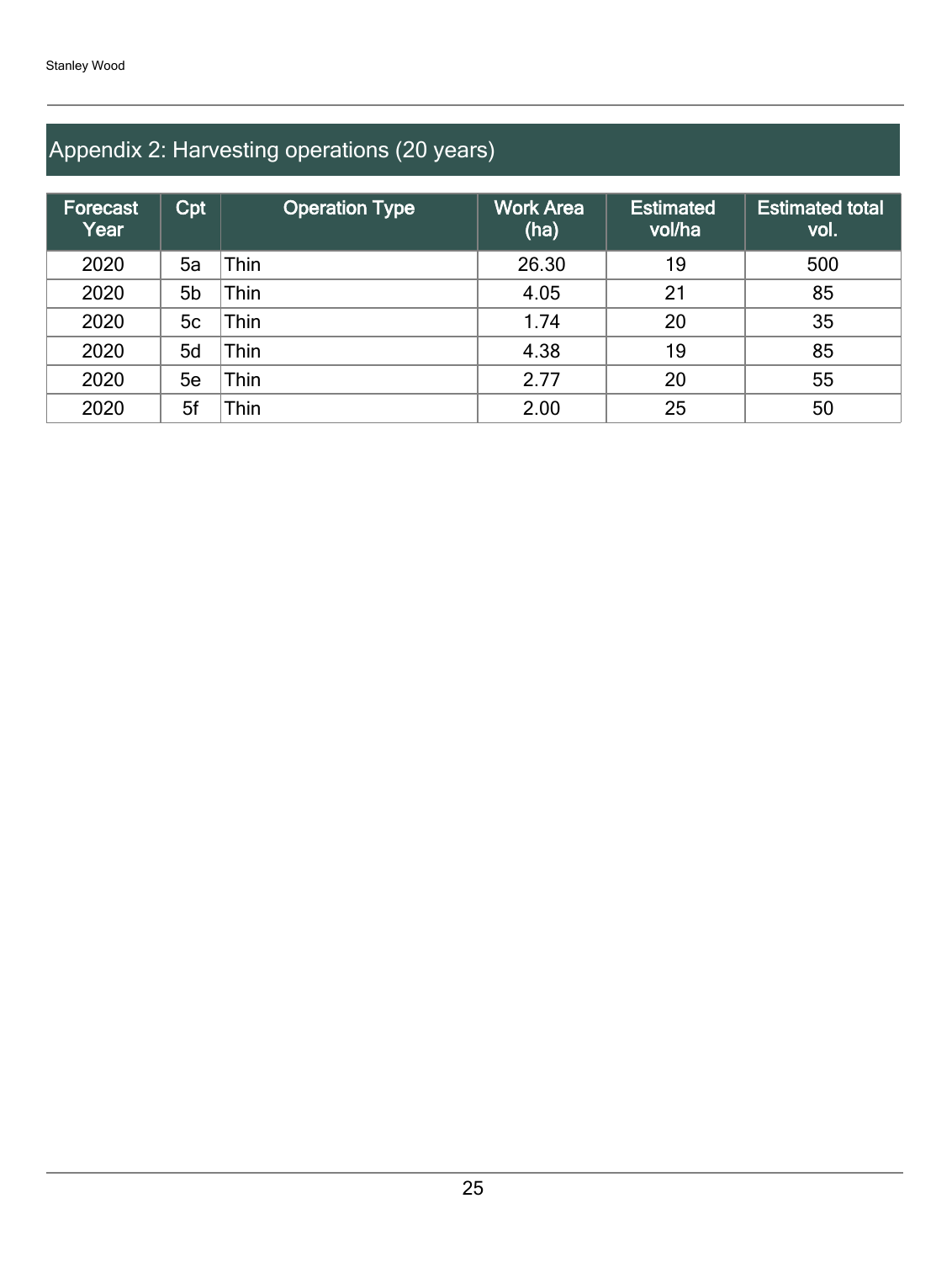## Appendix 2: Harvesting operations (20 years)

| Forecast Year | Cpt | Operation Type | Work Area (ha) | Estimated vol/ha | Estimated total vol. |
|---|---|---|---|---|---|
| 2020 | 5a | Thin | 26.30 | 19 | 500 |
| 2020 | 5b | Thin | 4.05 | 21 | 85 |
| 2020 | 5c | Thin | 1.74 | 20 | 35 |
| 2020 | 5d | Thin | 4.38 | 19 | 85 |
| 2020 | 5e | Thin | 2.77 | 20 | 55 |
| 2020 | 5f | Thin | 2.00 | 25 | 50 |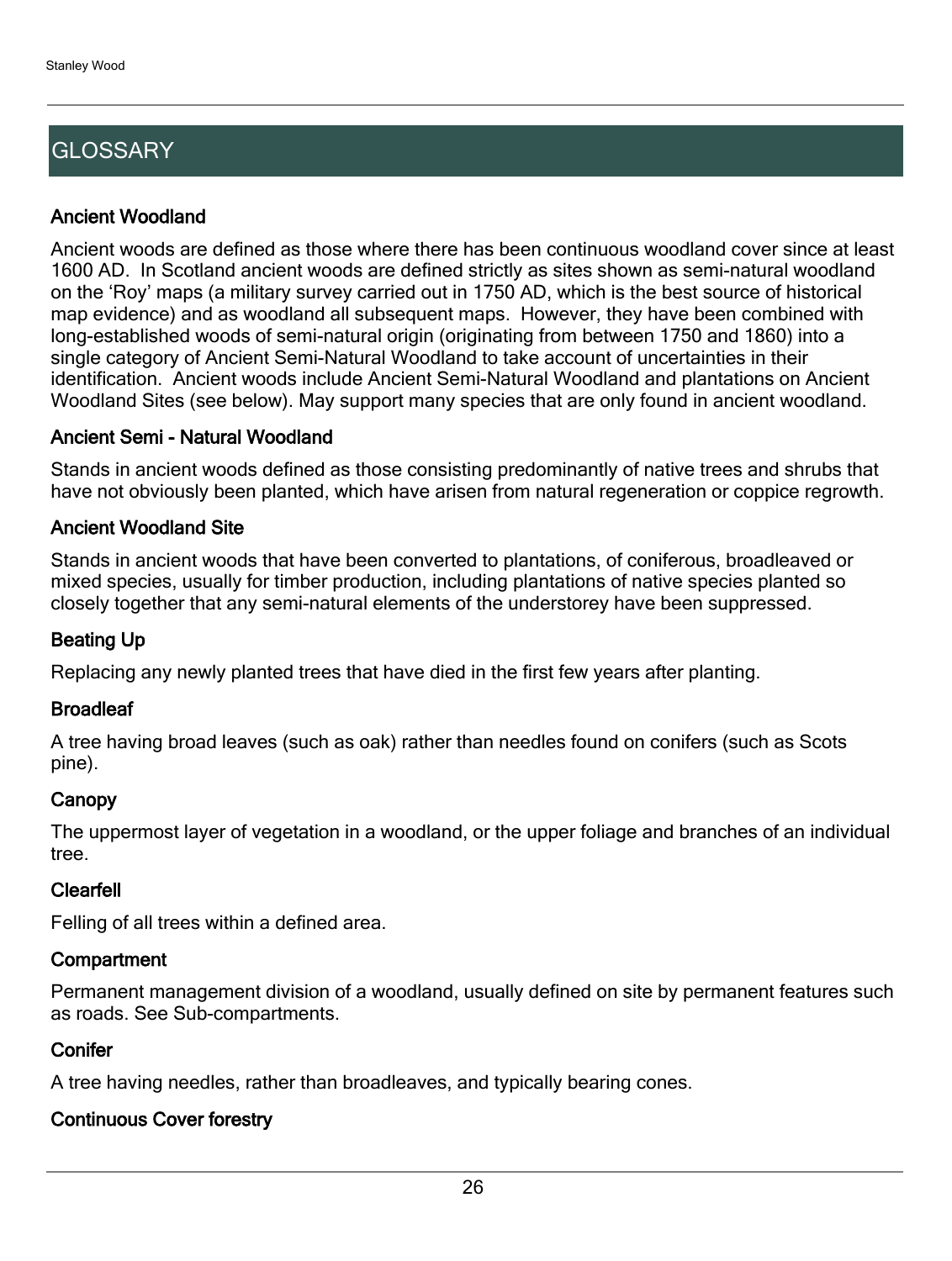# GLOSSARY

### Ancient Woodland

Ancient woods are defined as those where there has been continuous woodland cover since at least 1600 AD. In Scotland ancient woods are defined strictly as sites shown as semi-natural woodland on the 'Roy' maps (a military survey carried out in 1750 AD, which is the best source of historical map evidence) and as woodland all subsequent maps. However, they have been combined with long-established woods of semi-natural origin (originating from between 1750 and 1860) into a single category of Ancient Semi-Natural Woodland to take account of uncertainties in their identification. Ancient woods include Ancient Semi-Natural Woodland and plantations on Ancient Woodland Sites (see below). May support many species that are only found in ancient woodland.

### Ancient Semi - Natural Woodland

Stands in ancient woods defined as those consisting predominantly of native trees and shrubs that have not obviously been planted, which have arisen from natural regeneration or coppice regrowth.

### Ancient Woodland Site

Stands in ancient woods that have been converted to plantations, of coniferous, broadleaved or mixed species, usually for timber production, including plantations of native species planted so closely together that any semi-natural elements of the understorey have been suppressed.

### Beating Up

Replacing any newly planted trees that have died in the first few years after planting.

### Broadleaf

A tree having broad leaves (such as oak) rather than needles found on conifers (such as Scots pine).

### Canopy

The uppermost layer of vegetation in a woodland, or the upper foliage and branches of an individual tree.

### Clearfell

Felling of all trees within a defined area.

### Compartment

Permanent management division of a woodland, usually defined on site by permanent features such as roads. See Sub-compartments.

### Conifer

A tree having needles, rather than broadleaves, and typically bearing cones.

### Continuous Cover forestry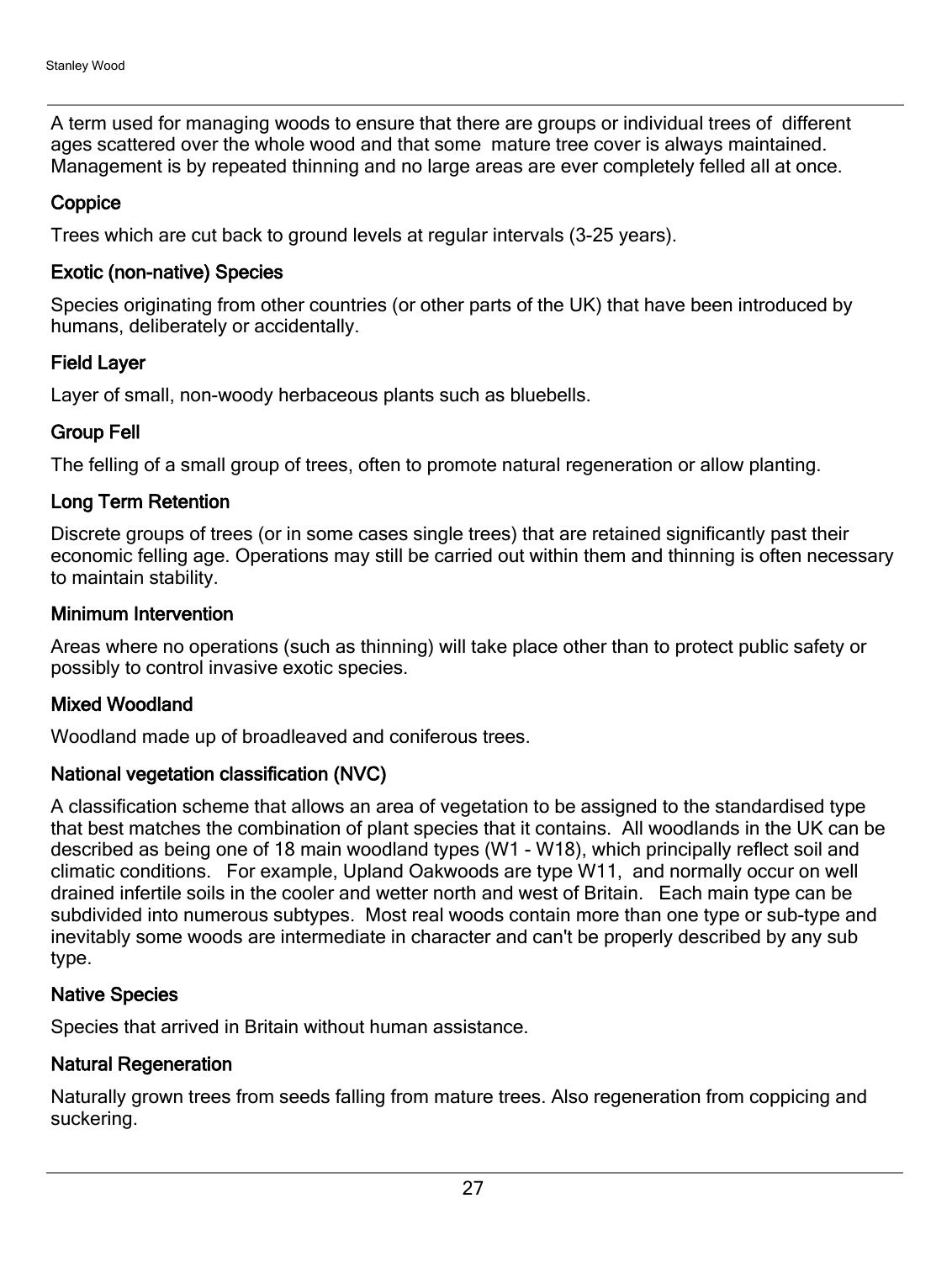A term used for managing woods to ensure that there are groups or individual trees of different ages scattered over the whole wood and that some mature tree cover is always maintained. Management is by repeated thinning and no large areas are ever completely felled all at once.

### Coppice

Trees which are cut back to ground levels at regular intervals (3-25 years).

### Exotic (non-native) Species

Species originating from other countries (or other parts of the UK) that have been introduced by humans, deliberately or accidentally.

### Field Layer

Layer of small, non-woody herbaceous plants such as bluebells.

### Group Fell

The felling of a small group of trees, often to promote natural regeneration or allow planting.

### Long Term Retention

Discrete groups of trees (or in some cases single trees) that are retained significantly past their economic felling age. Operations may still be carried out within them and thinning is often necessary to maintain stability.

### Minimum Intervention

Areas where no operations (such as thinning) will take place other than to protect public safety or possibly to control invasive exotic species.

### Mixed Woodland

Woodland made up of broadleaved and coniferous trees.

### National vegetation classification (NVC)

A classification scheme that allows an area of vegetation to be assigned to the standardised type that best matches the combination of plant species that it contains. All woodlands in the UK can be described as being one of 18 main woodland types (W1 - W18), which principally reflect soil and climatic conditions. For example, Upland Oakwoods are type W11, and normally occur on well drained infertile soils in the cooler and wetter north and west of Britain. Each main type can be subdivided into numerous subtypes. Most real woods contain more than one type or sub-type and inevitably some woods are intermediate in character and can't be properly described by any sub type.

### Native Species

Species that arrived in Britain without human assistance.

### Natural Regeneration

Naturally grown trees from seeds falling from mature trees. Also regeneration from coppicing and suckering.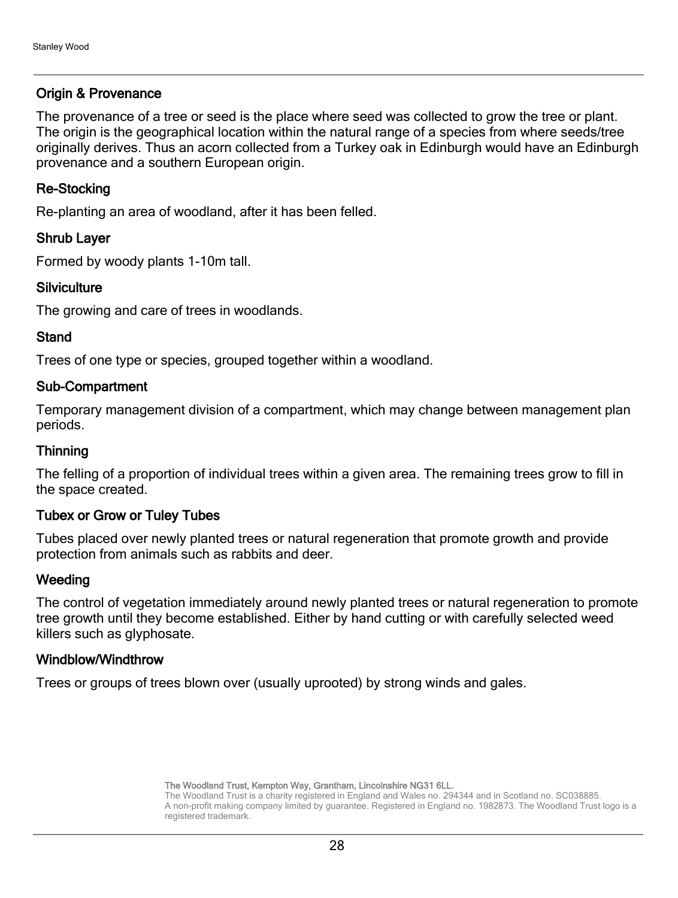### Origin & Provenance

The provenance of a tree or seed is the place where seed was collected to grow the tree or plant. The origin is the geographical location within the natural range of a species from where seeds/tree originally derives. Thus an acorn collected from a Turkey oak in Edinburgh would have an Edinburgh provenance and a southern European origin.

### Re-Stocking

Re-planting an area of woodland, after it has been felled.

### Shrub Layer

Formed by woody plants 1-10m tall.

### Silviculture

The growing and care of trees in woodlands.

### Stand

Trees of one type or species, grouped together within a woodland.

### Sub-Compartment

Temporary management division of a compartment, which may change between management plan periods.

### Thinning

The felling of a proportion of individual trees within a given area. The remaining trees grow to fill in the space created.

### Tubex or Grow or Tuley Tubes

Tubes placed over newly planted trees or natural regeneration that promote growth and provide protection from animals such as rabbits and deer.

### Weeding

The control of vegetation immediately around newly planted trees or natural regeneration to promote tree growth until they become established. Either by hand cutting or with carefully selected weed killers such as glyphosate.

### Windblow/Windthrow

Trees or groups of trees blown over (usually uprooted) by strong winds and gales.